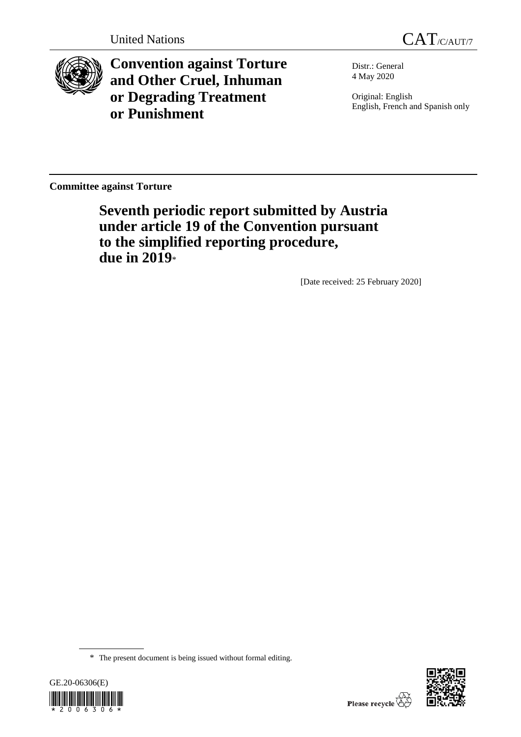United Nations

CAT/C/AUT/7

# Convention against Torture and Other Cruel, Inhuman or Degrading Treatment or Punishment

Distr.: General
4 May 2020

Original: English
English, French and Spanish only

**Committee against Torture**

## Seventh periodic report submitted by Austria under article 19 of the Convention pursuant to the simplified reporting procedure, due in 2019*

[Date received: 25 February 2020]

\* The present document is being issued without formal editing.

GE.20-06306(E)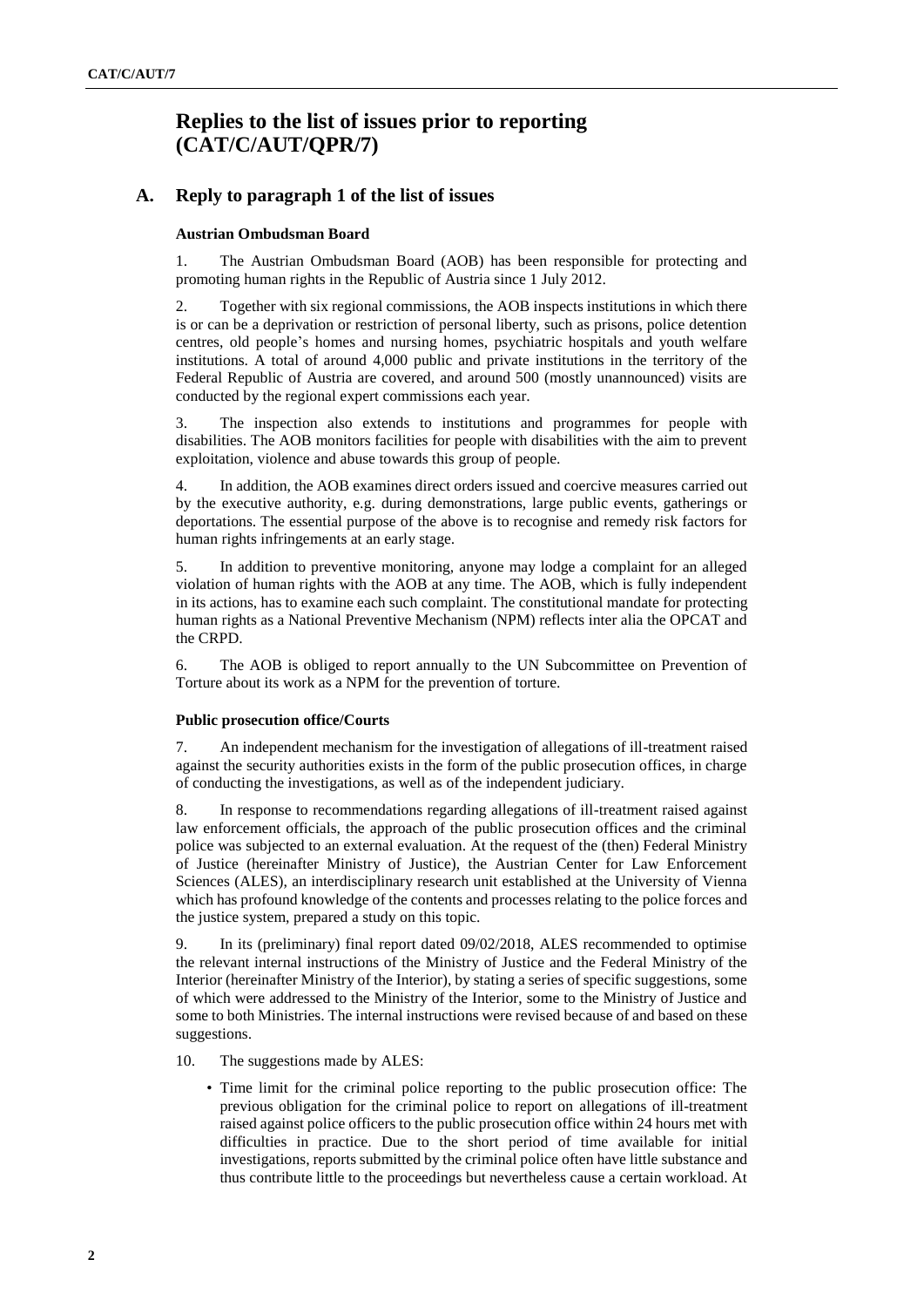# Replies to the list of issues prior to reporting (CAT/C/AUT/QPR/7)

## A. Reply to paragraph 1 of the list of issues

### Austrian Ombudsman Board

1. The Austrian Ombudsman Board (AOB) has been responsible for protecting and promoting human rights in the Republic of Austria since 1 July 2012.

2. Together with six regional commissions, the AOB inspects institutions in which there is or can be a deprivation or restriction of personal liberty, such as prisons, police detention centres, old people's homes and nursing homes, psychiatric hospitals and youth welfare institutions. A total of around 4,000 public and private institutions in the territory of the Federal Republic of Austria are covered, and around 500 (mostly unannounced) visits are conducted by the regional expert commissions each year.

3. The inspection also extends to institutions and programmes for people with disabilities. The AOB monitors facilities for people with disabilities with the aim to prevent exploitation, violence and abuse towards this group of people.

4. In addition, the AOB examines direct orders issued and coercive measures carried out by the executive authority, e.g. during demonstrations, large public events, gatherings or deportations. The essential purpose of the above is to recognise and remedy risk factors for human rights infringements at an early stage.

5. In addition to preventive monitoring, anyone may lodge a complaint for an alleged violation of human rights with the AOB at any time. The AOB, which is fully independent in its actions, has to examine each such complaint. The constitutional mandate for protecting human rights as a National Preventive Mechanism (NPM) reflects inter alia the OPCAT and the CRPD.

6. The AOB is obliged to report annually to the UN Subcommittee on Prevention of Torture about its work as a NPM for the prevention of torture.

### Public prosecution office/Courts

7. An independent mechanism for the investigation of allegations of ill-treatment raised against the security authorities exists in the form of the public prosecution offices, in charge of conducting the investigations, as well as of the independent judiciary.

8. In response to recommendations regarding allegations of ill-treatment raised against law enforcement officials, the approach of the public prosecution offices and the criminal police was subjected to an external evaluation. At the request of the (then) Federal Ministry of Justice (hereinafter Ministry of Justice), the Austrian Center for Law Enforcement Sciences (ALES), an interdisciplinary research unit established at the University of Vienna which has profound knowledge of the contents and processes relating to the police forces and the justice system, prepared a study on this topic.

9. In its (preliminary) final report dated 09/02/2018, ALES recommended to optimise the relevant internal instructions of the Ministry of Justice and the Federal Ministry of the Interior (hereinafter Ministry of the Interior), by stating a series of specific suggestions, some of which were addressed to the Ministry of the Interior, some to the Ministry of Justice and some to both Ministries. The internal instructions were revised because of and based on these suggestions.

10. The suggestions made by ALES:

- Time limit for the criminal police reporting to the public prosecution office: The previous obligation for the criminal police to report on allegations of ill-treatment raised against police officers to the public prosecution office within 24 hours met with difficulties in practice. Due to the short period of time available for initial investigations, reports submitted by the criminal police often have little substance and thus contribute little to the proceedings but nevertheless cause a certain workload. At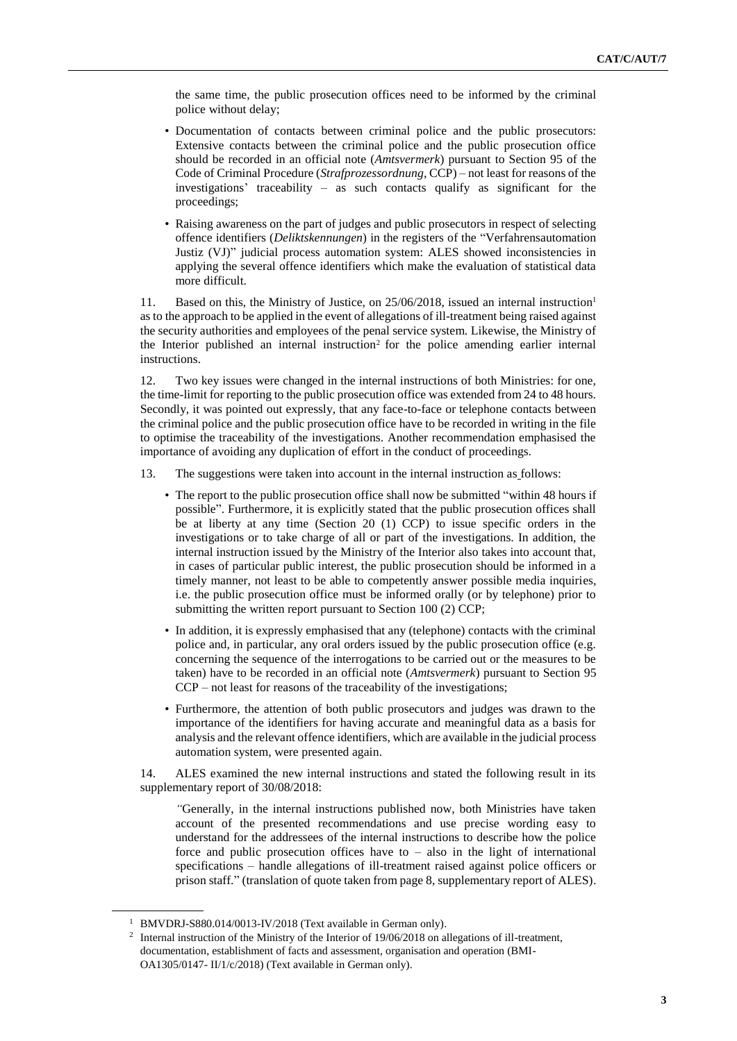the same time, the public prosecution offices need to be informed by the criminal police without delay;

- Documentation of contacts between criminal police and the public prosecutors: Extensive contacts between the criminal police and the public prosecution office should be recorded in an official note (*Amtsvermerk*) pursuant to Section 95 of the Code of Criminal Procedure (*Strafprozessordnung*, CCP) – not least for reasons of the investigations' traceability – as such contacts qualify as significant for the proceedings;
- Raising awareness on the part of judges and public prosecutors in respect of selecting offence identifiers (*Deliktskennungen*) in the registers of the "Verfahrensautomation Justiz (VJ)" judicial process automation system: ALES showed inconsistencies in applying the several offence identifiers which make the evaluation of statistical data more difficult.

11. Based on this, the Ministry of Justice, on 25/06/2018, issued an internal instruction[1] as to the approach to be applied in the event of allegations of ill-treatment being raised against the security authorities and employees of the penal service system. Likewise, the Ministry of the Interior published an internal instruction[2] for the police amending earlier internal instructions.

12. Two key issues were changed in the internal instructions of both Ministries: for one, the time-limit for reporting to the public prosecution office was extended from 24 to 48 hours. Secondly, it was pointed out expressly, that any face-to-face or telephone contacts between the criminal police and the public prosecution office have to be recorded in writing in the file to optimise the traceability of the investigations. Another recommendation emphasised the importance of avoiding any duplication of effort in the conduct of proceedings.

13. The suggestions were taken into account in the internal instruction as follows:

- The report to the public prosecution office shall now be submitted "within 48 hours if possible". Furthermore, it is explicitly stated that the public prosecution offices shall be at liberty at any time (Section 20 (1) CCP) to issue specific orders in the investigations or to take charge of all or part of the investigations. In addition, the internal instruction issued by the Ministry of the Interior also takes into account that, in cases of particular public interest, the public prosecution should be informed in a timely manner, not least to be able to competently answer possible media inquiries, i.e. the public prosecution office must be informed orally (or by telephone) prior to submitting the written report pursuant to Section 100 (2) CCP;
- In addition, it is expressly emphasised that any (telephone) contacts with the criminal police and, in particular, any oral orders issued by the public prosecution office (e.g. concerning the sequence of the interrogations to be carried out or the measures to be taken) have to be recorded in an official note (*Amtsvermerk*) pursuant to Section 95 CCP – not least for reasons of the traceability of the investigations;
- Furthermore, the attention of both public prosecutors and judges was drawn to the importance of the identifiers for having accurate and meaningful data as a basis for analysis and the relevant offence identifiers, which are available in the judicial process automation system, were presented again.

14. ALES examined the new internal instructions and stated the following result in its supplementary report of 30/08/2018:

> "Generally, in the internal instructions published now, both Ministries have taken account of the presented recommendations and use precise wording easy to understand for the addressees of the internal instructions to describe how the police force and public prosecution offices have to – also in the light of international specifications – handle allegations of ill-treatment raised against police officers or prison staff." (translation of quote taken from page 8, supplementary report of ALES).

---

[1] BMVDRJ-S880.014/0013-IV/2018 (Text available in German only).

[2] Internal instruction of the Ministry of the Interior of 19/06/2018 on allegations of ill-treatment, documentation, establishment of facts and assessment, organisation and operation (BMI-OA1305/0147- II/1/c/2018) (Text available in German only).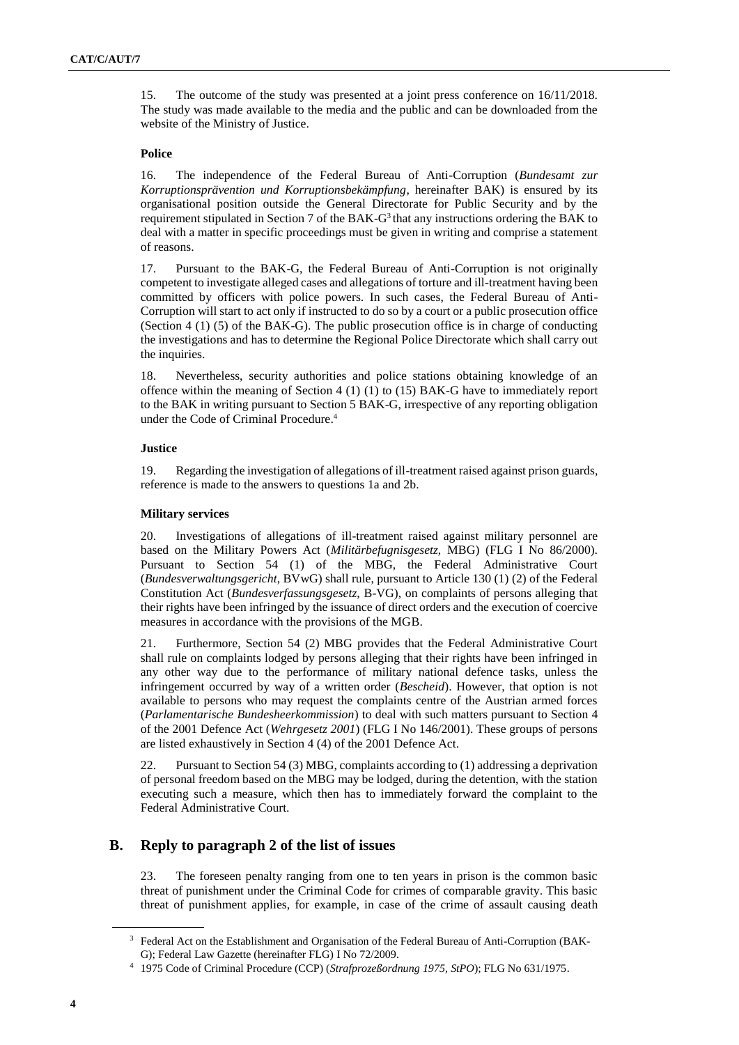15. The outcome of the study was presented at a joint press conference on 16/11/2018. The study was made available to the media and the public and can be downloaded from the website of the Ministry of Justice.

#### Police

16. The independence of the Federal Bureau of Anti-Corruption (*Bundesamt zur Korruptionsprävention und Korruptionsbekämpfung*, hereinafter BAK) is ensured by its organisational position outside the General Directorate for Public Security and by the requirement stipulated in Section 7 of the BAK-G[3] that any instructions ordering the BAK to deal with a matter in specific proceedings must be given in writing and comprise a statement of reasons.

17. Pursuant to the BAK-G, the Federal Bureau of Anti-Corruption is not originally competent to investigate alleged cases and allegations of torture and ill-treatment having been committed by officers with police powers. In such cases, the Federal Bureau of Anti-Corruption will start to act only if instructed to do so by a court or a public prosecution office (Section 4 (1) (5) of the BAK-G). The public prosecution office is in charge of conducting the investigations and has to determine the Regional Police Directorate which shall carry out the inquiries.

18. Nevertheless, security authorities and police stations obtaining knowledge of an offence within the meaning of Section 4 (1) (1) to (15) BAK-G have to immediately report to the BAK in writing pursuant to Section 5 BAK-G, irrespective of any reporting obligation under the Code of Criminal Procedure.[4]

#### Justice

19. Regarding the investigation of allegations of ill-treatment raised against prison guards, reference is made to the answers to questions 1a and 2b.

#### Military services

20. Investigations of allegations of ill-treatment raised against military personnel are based on the Military Powers Act (*Militärbefugnisgesetz*, MBG) (FLG I No 86/2000). Pursuant to Section 54 (1) of the MBG, the Federal Administrative Court (*Bundesverwaltungsgericht*, BVwG) shall rule, pursuant to Article 130 (1) (2) of the Federal Constitution Act (*Bundesverfassungsgesetz*, B-VG), on complaints of persons alleging that their rights have been infringed by the issuance of direct orders and the execution of coercive measures in accordance with the provisions of the MGB.

21. Furthermore, Section 54 (2) MBG provides that the Federal Administrative Court shall rule on complaints lodged by persons alleging that their rights have been infringed in any other way due to the performance of military national defence tasks, unless the infringement occurred by way of a written order (*Bescheid*). However, that option is not available to persons who may request the complaints centre of the Austrian armed forces (*Parlamentarische Bundesheerkommission*) to deal with such matters pursuant to Section 4 of the 2001 Defence Act (*Wehrgesetz 2001*) (FLG I No 146/2001). These groups of persons are listed exhaustively in Section 4 (4) of the 2001 Defence Act.

22. Pursuant to Section 54 (3) MBG, complaints according to (1) addressing a deprivation of personal freedom based on the MBG may be lodged, during the detention, with the station executing such a measure, which then has to immediately forward the complaint to the Federal Administrative Court.

## B. Reply to paragraph 2 of the list of issues

23. The foreseen penalty ranging from one to ten years in prison is the common basic threat of punishment under the Criminal Code for crimes of comparable gravity. This basic threat of punishment applies, for example, in case of the crime of assault causing death

---

[3] Federal Act on the Establishment and Organisation of the Federal Bureau of Anti-Corruption (BAK-G); Federal Law Gazette (hereinafter FLG) I No 72/2009.

[4] 1975 Code of Criminal Procedure (CCP) (*Strafprozeßordnung 1975, StPO*); FLG No 631/1975.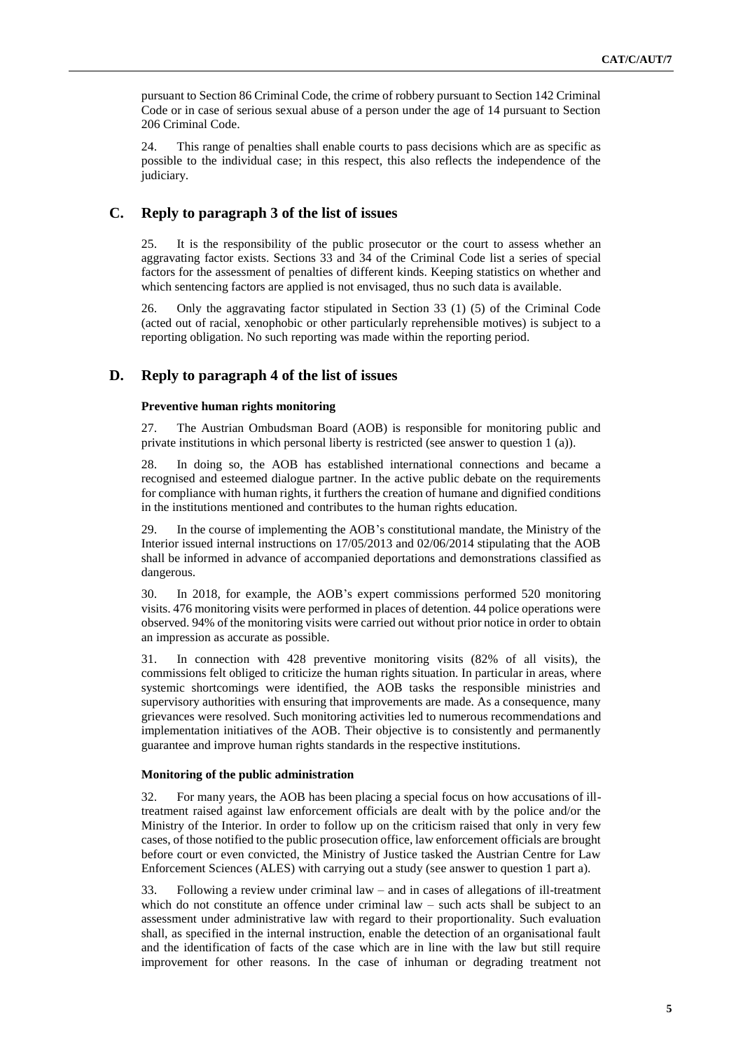pursuant to Section 86 Criminal Code, the crime of robbery pursuant to Section 142 Criminal Code or in case of serious sexual abuse of a person under the age of 14 pursuant to Section 206 Criminal Code.

24. This range of penalties shall enable courts to pass decisions which are as specific as possible to the individual case; in this respect, this also reflects the independence of the judiciary.

## C. Reply to paragraph 3 of the list of issues

25. It is the responsibility of the public prosecutor or the court to assess whether an aggravating factor exists. Sections 33 and 34 of the Criminal Code list a series of special factors for the assessment of penalties of different kinds. Keeping statistics on whether and which sentencing factors are applied is not envisaged, thus no such data is available.

26. Only the aggravating factor stipulated in Section 33 (1) (5) of the Criminal Code (acted out of racial, xenophobic or other particularly reprehensible motives) is subject to a reporting obligation. No such reporting was made within the reporting period.

## D. Reply to paragraph 4 of the list of issues

### Preventive human rights monitoring

27. The Austrian Ombudsman Board (AOB) is responsible for monitoring public and private institutions in which personal liberty is restricted (see answer to question 1 (a)).

28. In doing so, the AOB has established international connections and became a recognised and esteemed dialogue partner. In the active public debate on the requirements for compliance with human rights, it furthers the creation of humane and dignified conditions in the institutions mentioned and contributes to the human rights education.

29. In the course of implementing the AOB's constitutional mandate, the Ministry of the Interior issued internal instructions on 17/05/2013 and 02/06/2014 stipulating that the AOB shall be informed in advance of accompanied deportations and demonstrations classified as dangerous.

30. In 2018, for example, the AOB's expert commissions performed 520 monitoring visits. 476 monitoring visits were performed in places of detention. 44 police operations were observed. 94% of the monitoring visits were carried out without prior notice in order to obtain an impression as accurate as possible.

31. In connection with 428 preventive monitoring visits (82% of all visits), the commissions felt obliged to criticize the human rights situation. In particular in areas, where systemic shortcomings were identified, the AOB tasks the responsible ministries and supervisory authorities with ensuring that improvements are made. As a consequence, many grievances were resolved. Such monitoring activities led to numerous recommendations and implementation initiatives of the AOB. Their objective is to consistently and permanently guarantee and improve human rights standards in the respective institutions.

### Monitoring of the public administration

32. For many years, the AOB has been placing a special focus on how accusations of ill-treatment raised against law enforcement officials are dealt with by the police and/or the Ministry of the Interior. In order to follow up on the criticism raised that only in very few cases, of those notified to the public prosecution office, law enforcement officials are brought before court or even convicted, the Ministry of Justice tasked the Austrian Centre for Law Enforcement Sciences (ALES) with carrying out a study (see answer to question 1 part a).

33. Following a review under criminal law – and in cases of allegations of ill-treatment which do not constitute an offence under criminal law – such acts shall be subject to an assessment under administrative law with regard to their proportionality. Such evaluation shall, as specified in the internal instruction, enable the detection of an organisational fault and the identification of facts of the case which are in line with the law but still require improvement for other reasons. In the case of inhuman or degrading treatment not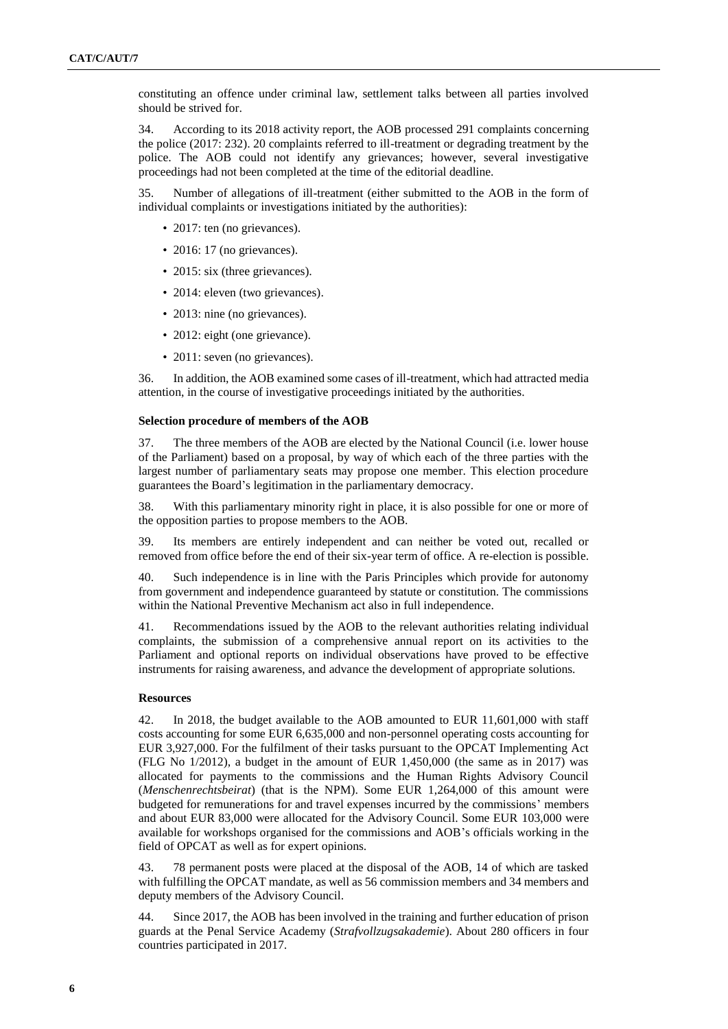constituting an offence under criminal law, settlement talks between all parties involved should be strived for.

34. According to its 2018 activity report, the AOB processed 291 complaints concerning the police (2017: 232). 20 complaints referred to ill-treatment or degrading treatment by the police. The AOB could not identify any grievances; however, several investigative proceedings had not been completed at the time of the editorial deadline.

35. Number of allegations of ill-treatment (either submitted to the AOB in the form of individual complaints or investigations initiated by the authorities):

- 2017: ten (no grievances).
- 2016: 17 (no grievances).
- 2015: six (three grievances).
- 2014: eleven (two grievances).
- 2013: nine (no grievances).
- 2012: eight (one grievance).
- 2011: seven (no grievances).

36. In addition, the AOB examined some cases of ill-treatment, which had attracted media attention, in the course of investigative proceedings initiated by the authorities.

### Selection procedure of members of the AOB

37. The three members of the AOB are elected by the National Council (i.e. lower house of the Parliament) based on a proposal, by way of which each of the three parties with the largest number of parliamentary seats may propose one member. This election procedure guarantees the Board's legitimation in the parliamentary democracy.

38. With this parliamentary minority right in place, it is also possible for one or more of the opposition parties to propose members to the AOB.

39. Its members are entirely independent and can neither be voted out, recalled or removed from office before the end of their six-year term of office. A re-election is possible.

40. Such independence is in line with the Paris Principles which provide for autonomy from government and independence guaranteed by statute or constitution. The commissions within the National Preventive Mechanism act also in full independence.

41. Recommendations issued by the AOB to the relevant authorities relating individual complaints, the submission of a comprehensive annual report on its activities to the Parliament and optional reports on individual observations have proved to be effective instruments for raising awareness, and advance the development of appropriate solutions.

### Resources

42. In 2018, the budget available to the AOB amounted to EUR 11,601,000 with staff costs accounting for some EUR 6,635,000 and non-personnel operating costs accounting for EUR 3,927,000. For the fulfilment of their tasks pursuant to the OPCAT Implementing Act (FLG No 1/2012), a budget in the amount of EUR 1,450,000 (the same as in 2017) was allocated for payments to the commissions and the Human Rights Advisory Council (*Menschenrechtsbeirat*) (that is the NPM). Some EUR 1,264,000 of this amount were budgeted for remunerations for and travel expenses incurred by the commissions' members and about EUR 83,000 were allocated for the Advisory Council. Some EUR 103,000 were available for workshops organised for the commissions and AOB's officials working in the field of OPCAT as well as for expert opinions.

43. 78 permanent posts were placed at the disposal of the AOB, 14 of which are tasked with fulfilling the OPCAT mandate, as well as 56 commission members and 34 members and deputy members of the Advisory Council.

44. Since 2017, the AOB has been involved in the training and further education of prison guards at the Penal Service Academy (*Strafvollzugsakademie*). About 280 officers in four countries participated in 2017.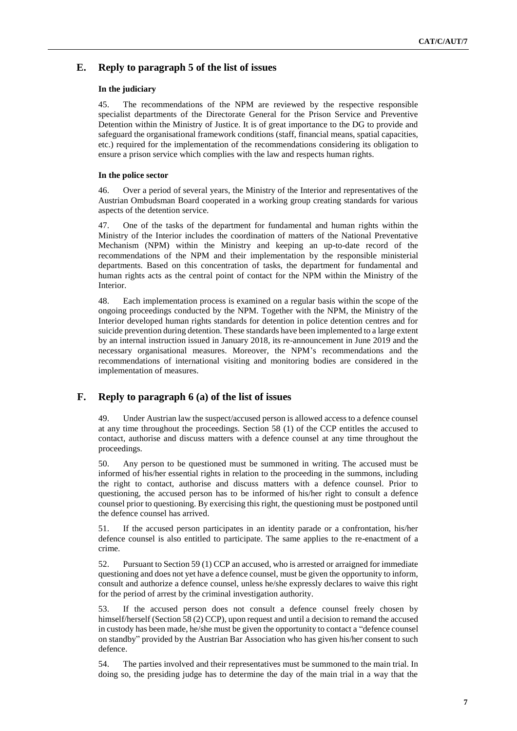## E. Reply to paragraph 5 of the list of issues

### In the judiciary

45. The recommendations of the NPM are reviewed by the respective responsible specialist departments of the Directorate General for the Prison Service and Preventive Detention within the Ministry of Justice. It is of great importance to the DG to provide and safeguard the organisational framework conditions (staff, financial means, spatial capacities, etc.) required for the implementation of the recommendations considering its obligation to ensure a prison service which complies with the law and respects human rights.

### In the police sector

46. Over a period of several years, the Ministry of the Interior and representatives of the Austrian Ombudsman Board cooperated in a working group creating standards for various aspects of the detention service.

47. One of the tasks of the department for fundamental and human rights within the Ministry of the Interior includes the coordination of matters of the National Preventative Mechanism (NPM) within the Ministry and keeping an up-to-date record of the recommendations of the NPM and their implementation by the responsible ministerial departments. Based on this concentration of tasks, the department for fundamental and human rights acts as the central point of contact for the NPM within the Ministry of the Interior.

48. Each implementation process is examined on a regular basis within the scope of the ongoing proceedings conducted by the NPM. Together with the NPM, the Ministry of the Interior developed human rights standards for detention in police detention centres and for suicide prevention during detention. These standards have been implemented to a large extent by an internal instruction issued in January 2018, its re-announcement in June 2019 and the necessary organisational measures. Moreover, the NPM's recommendations and the recommendations of international visiting and monitoring bodies are considered in the implementation of measures.

## F. Reply to paragraph 6 (a) of the list of issues

49. Under Austrian law the suspect/accused person is allowed access to a defence counsel at any time throughout the proceedings. Section 58 (1) of the CCP entitles the accused to contact, authorise and discuss matters with a defence counsel at any time throughout the proceedings.

50. Any person to be questioned must be summoned in writing. The accused must be informed of his/her essential rights in relation to the proceeding in the summons, including the right to contact, authorise and discuss matters with a defence counsel. Prior to questioning, the accused person has to be informed of his/her right to consult a defence counsel prior to questioning. By exercising this right, the questioning must be postponed until the defence counsel has arrived.

51. If the accused person participates in an identity parade or a confrontation, his/her defence counsel is also entitled to participate. The same applies to the re-enactment of a crime.

52. Pursuant to Section 59 (1) CCP an accused, who is arrested or arraigned for immediate questioning and does not yet have a defence counsel, must be given the opportunity to inform, consult and authorize a defence counsel, unless he/she expressly declares to waive this right for the period of arrest by the criminal investigation authority.

53. If the accused person does not consult a defence counsel freely chosen by himself/herself (Section 58 (2) CCP), upon request and until a decision to remand the accused in custody has been made, he/she must be given the opportunity to contact a "defence counsel on standby" provided by the Austrian Bar Association who has given his/her consent to such defence.

54. The parties involved and their representatives must be summoned to the main trial. In doing so, the presiding judge has to determine the day of the main trial in a way that the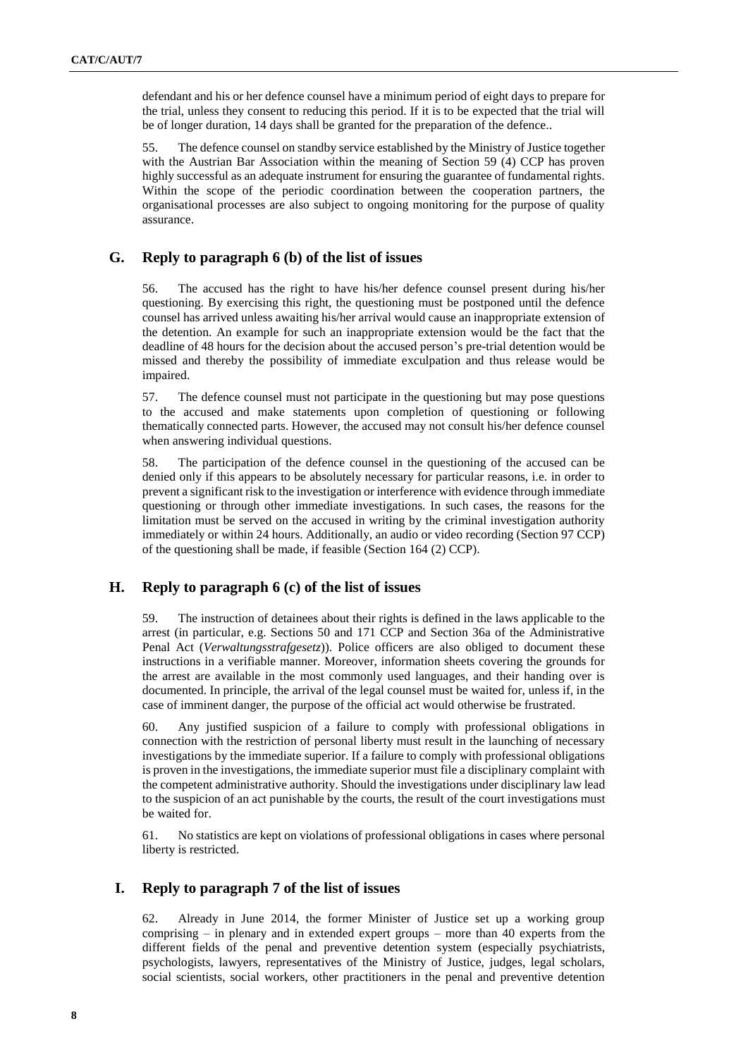defendant and his or her defence counsel have a minimum period of eight days to prepare for the trial, unless they consent to reducing this period. If it is to be expected that the trial will be of longer duration, 14 days shall be granted for the preparation of the defence..

55. The defence counsel on standby service established by the Ministry of Justice together with the Austrian Bar Association within the meaning of Section 59 (4) CCP has proven highly successful as an adequate instrument for ensuring the guarantee of fundamental rights. Within the scope of the periodic coordination between the cooperation partners, the organisational processes are also subject to ongoing monitoring for the purpose of quality assurance.

## G. Reply to paragraph 6 (b) of the list of issues

56. The accused has the right to have his/her defence counsel present during his/her questioning. By exercising this right, the questioning must be postponed until the defence counsel has arrived unless awaiting his/her arrival would cause an inappropriate extension of the detention. An example for such an inappropriate extension would be the fact that the deadline of 48 hours for the decision about the accused person's pre-trial detention would be missed and thereby the possibility of immediate exculpation and thus release would be impaired.

57. The defence counsel must not participate in the questioning but may pose questions to the accused and make statements upon completion of questioning or following thematically connected parts. However, the accused may not consult his/her defence counsel when answering individual questions.

58. The participation of the defence counsel in the questioning of the accused can be denied only if this appears to be absolutely necessary for particular reasons, i.e. in order to prevent a significant risk to the investigation or interference with evidence through immediate questioning or through other immediate investigations. In such cases, the reasons for the limitation must be served on the accused in writing by the criminal investigation authority immediately or within 24 hours. Additionally, an audio or video recording (Section 97 CCP) of the questioning shall be made, if feasible (Section 164 (2) CCP).

## H. Reply to paragraph 6 (c) of the list of issues

59. The instruction of detainees about their rights is defined in the laws applicable to the arrest (in particular, e.g. Sections 50 and 171 CCP and Section 36a of the Administrative Penal Act (*Verwaltungsstrafgesetz*)). Police officers are also obliged to document these instructions in a verifiable manner. Moreover, information sheets covering the grounds for the arrest are available in the most commonly used languages, and their handing over is documented. In principle, the arrival of the legal counsel must be waited for, unless if, in the case of imminent danger, the purpose of the official act would otherwise be frustrated.

60. Any justified suspicion of a failure to comply with professional obligations in connection with the restriction of personal liberty must result in the launching of necessary investigations by the immediate superior. If a failure to comply with professional obligations is proven in the investigations, the immediate superior must file a disciplinary complaint with the competent administrative authority. Should the investigations under disciplinary law lead to the suspicion of an act punishable by the courts, the result of the court investigations must be waited for.

61. No statistics are kept on violations of professional obligations in cases where personal liberty is restricted.

## I. Reply to paragraph 7 of the list of issues

62. Already in June 2014, the former Minister of Justice set up a working group comprising – in plenary and in extended expert groups – more than 40 experts from the different fields of the penal and preventive detention system (especially psychiatrists, psychologists, lawyers, representatives of the Ministry of Justice, judges, legal scholars, social scientists, social workers, other practitioners in the penal and preventive detention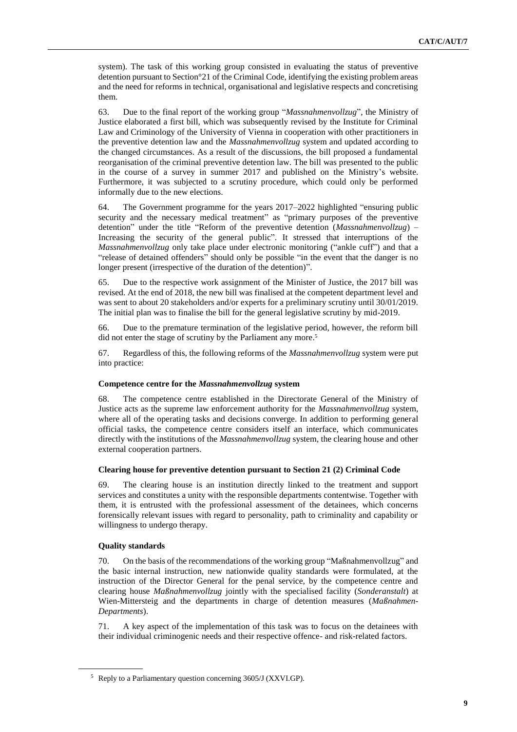system). The task of this working group consisted in evaluating the status of preventive detention pursuant to Section°21 of the Criminal Code, identifying the existing problem areas and the need for reforms in technical, organisational and legislative respects and concretising them.

63. Due to the final report of the working group "*Massnahmenvollzug*", the Ministry of Justice elaborated a first bill, which was subsequently revised by the Institute for Criminal Law and Criminology of the University of Vienna in cooperation with other practitioners in the preventive detention law and the *Massnahmenvollzug* system and updated according to the changed circumstances. As a result of the discussions, the bill proposed a fundamental reorganisation of the criminal preventive detention law. The bill was presented to the public in the course of a survey in summer 2017 and published on the Ministry's website. Furthermore, it was subjected to a scrutiny procedure, which could only be performed informally due to the new elections.

64. The Government programme for the years 2017–2022 highlighted "ensuring public security and the necessary medical treatment" as "primary purposes of the preventive detention" under the title "Reform of the preventive detention (*Massnahmenvollzug*) – Increasing the security of the general public". It stressed that interruptions of the *Massnahmenvollzug* only take place under electronic monitoring ("ankle cuff") and that a "release of detained offenders" should only be possible "in the event that the danger is no longer present (irrespective of the duration of the detention)".

65. Due to the respective work assignment of the Minister of Justice, the 2017 bill was revised. At the end of 2018, the new bill was finalised at the competent department level and was sent to about 20 stakeholders and/or experts for a preliminary scrutiny until 30/01/2019. The initial plan was to finalise the bill for the general legislative scrutiny by mid-2019.

66. Due to the premature termination of the legislative period, however, the reform bill did not enter the stage of scrutiny by the Parliament any more.[5]

67. Regardless of this, the following reforms of the *Massnahmenvollzug* system were put into practice:

#### Competence centre for the *Massnahmenvollzug* system

68. The competence centre established in the Directorate General of the Ministry of Justice acts as the supreme law enforcement authority for the *Massnahmenvollzug* system, where all of the operating tasks and decisions converge. In addition to performing general official tasks, the competence centre considers itself an interface, which communicates directly with the institutions of the *Massnahmenvollzug* system, the clearing house and other external cooperation partners.

#### Clearing house for preventive detention pursuant to Section 21 (2) Criminal Code

69. The clearing house is an institution directly linked to the treatment and support services and constitutes a unity with the responsible departments contentwise. Together with them, it is entrusted with the professional assessment of the detainees, which concerns forensically relevant issues with regard to personality, path to criminality and capability or willingness to undergo therapy.

#### Quality standards

70. On the basis of the recommendations of the working group "Maßnahmenvollzug" and the basic internal instruction, new nationwide quality standards were formulated, at the instruction of the Director General for the penal service, by the competence centre and clearing house *Maßnahmenvollzug* jointly with the specialised facility (*Sonderanstalt*) at Wien-Mittersteig and the departments in charge of detention measures (*Maßnahmen-Departments*).

71. A key aspect of the implementation of this task was to focus on the detainees with their individual criminogenic needs and their respective offence- and risk-related factors.

---

[5] Reply to a Parliamentary question concerning 3605/J (XXVI.GP).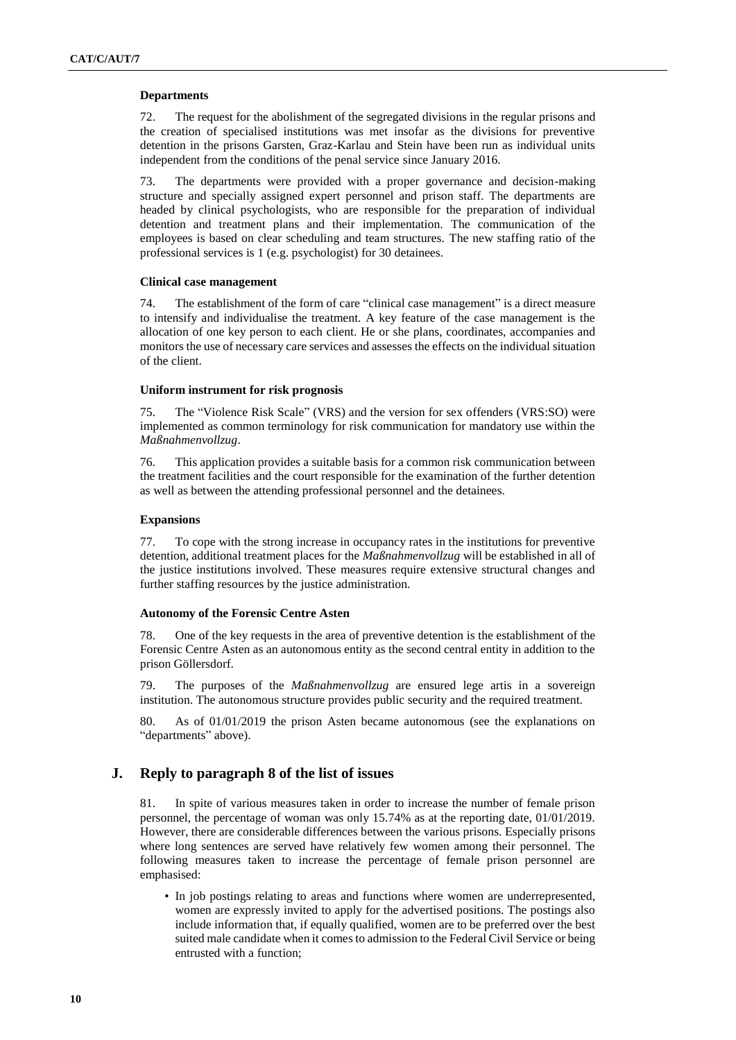### Departments

72. The request for the abolishment of the segregated divisions in the regular prisons and the creation of specialised institutions was met insofar as the divisions for preventive detention in the prisons Garsten, Graz-Karlau and Stein have been run as individual units independent from the conditions of the penal service since January 2016.

73. The departments were provided with a proper governance and decision-making structure and specially assigned expert personnel and prison staff. The departments are headed by clinical psychologists, who are responsible for the preparation of individual detention and treatment plans and their implementation. The communication of the employees is based on clear scheduling and team structures. The new staffing ratio of the professional services is 1 (e.g. psychologist) for 30 detainees.

### Clinical case management

74. The establishment of the form of care "clinical case management" is a direct measure to intensify and individualise the treatment. A key feature of the case management is the allocation of one key person to each client. He or she plans, coordinates, accompanies and monitors the use of necessary care services and assesses the effects on the individual situation of the client.

### Uniform instrument for risk prognosis

75. The "Violence Risk Scale" (VRS) and the version for sex offenders (VRS:SO) were implemented as common terminology for risk communication for mandatory use within the *Maßnahmenvollzug*.

76. This application provides a suitable basis for a common risk communication between the treatment facilities and the court responsible for the examination of the further detention as well as between the attending professional personnel and the detainees.

### Expansions

77. To cope with the strong increase in occupancy rates in the institutions for preventive detention, additional treatment places for the *Maßnahmenvollzug* will be established in all of the justice institutions involved. These measures require extensive structural changes and further staffing resources by the justice administration.

### Autonomy of the Forensic Centre Asten

78. One of the key requests in the area of preventive detention is the establishment of the Forensic Centre Asten as an autonomous entity as the second central entity in addition to the prison Göllersdorf.

79. The purposes of the *Maßnahmenvollzug* are ensured lege artis in a sovereign institution. The autonomous structure provides public security and the required treatment.

80. As of 01/01/2019 the prison Asten became autonomous (see the explanations on "departments" above).

## J. Reply to paragraph 8 of the list of issues

81. In spite of various measures taken in order to increase the number of female prison personnel, the percentage of woman was only 15.74% as at the reporting date, 01/01/2019. However, there are considerable differences between the various prisons. Especially prisons where long sentences are served have relatively few women among their personnel. The following measures taken to increase the percentage of female prison personnel are emphasised:

- In job postings relating to areas and functions where women are underrepresented, women are expressly invited to apply for the advertised positions. The postings also include information that, if equally qualified, women are to be preferred over the best suited male candidate when it comes to admission to the Federal Civil Service or being entrusted with a function;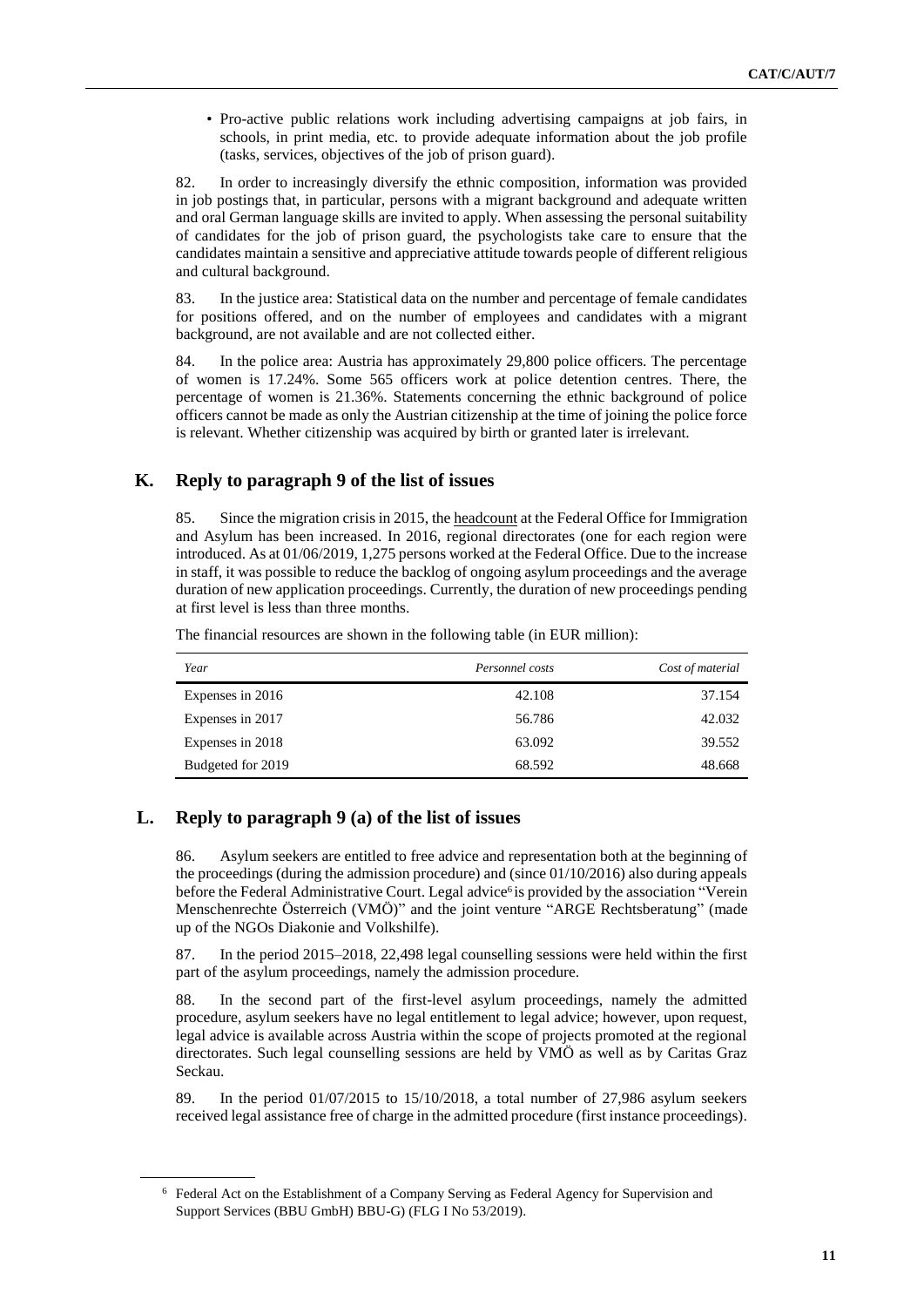• Pro-active public relations work including advertising campaigns at job fairs, in schools, in print media, etc. to provide adequate information about the job profile (tasks, services, objectives of the job of prison guard).

82. In order to increasingly diversify the ethnic composition, information was provided in job postings that, in particular, persons with a migrant background and adequate written and oral German language skills are invited to apply. When assessing the personal suitability of candidates for the job of prison guard, the psychologists take care to ensure that the candidates maintain a sensitive and appreciative attitude towards people of different religious and cultural background.

83. In the justice area: Statistical data on the number and percentage of female candidates for positions offered, and on the number of employees and candidates with a migrant background, are not available and are not collected either.

84. In the police area: Austria has approximately 29,800 police officers. The percentage of women is 17.24%. Some 565 officers work at police detention centres. There, the percentage of women is 21.36%. Statements concerning the ethnic background of police officers cannot be made as only the Austrian citizenship at the time of joining the police force is relevant. Whether citizenship was acquired by birth or granted later is irrelevant.

## K. Reply to paragraph 9 of the list of issues

85. Since the migration crisis in 2015, the headcount at the Federal Office for Immigration and Asylum has been increased. In 2016, regional directorates (one for each region were introduced. As at 01/06/2019, 1,275 persons worked at the Federal Office. Due to the increase in staff, it was possible to reduce the backlog of ongoing asylum proceedings and the average duration of new application proceedings. Currently, the duration of new proceedings pending at first level is less than three months.

The financial resources are shown in the following table (in EUR million):

| *Year* | *Personnel costs* | *Cost of material* |
|---|---:|---:|
| Expenses in 2016 | 42.108 | 37.154 |
| Expenses in 2017 | 56.786 | 42.032 |
| Expenses in 2018 | 63.092 | 39.552 |
| Budgeted for 2019 | 68.592 | 48.668 |

## L. Reply to paragraph 9 (a) of the list of issues

86. Asylum seekers are entitled to free advice and representation both at the beginning of the proceedings (during the admission procedure) and (since 01/10/2016) also during appeals before the Federal Administrative Court. Legal advice[6] is provided by the association "Verein Menschenrechte Österreich (VMÖ)" and the joint venture "ARGE Rechtsberatung" (made up of the NGOs Diakonie and Volkshilfe).

87. In the period 2015–2018, 22,498 legal counselling sessions were held within the first part of the asylum proceedings, namely the admission procedure.

88. In the second part of the first-level asylum proceedings, namely the admitted procedure, asylum seekers have no legal entitlement to legal advice; however, upon request, legal advice is available across Austria within the scope of projects promoted at the regional directorates. Such legal counselling sessions are held by VMÖ as well as by Caritas Graz Seckau.

89. In the period 01/07/2015 to 15/10/2018, a total number of 27,986 asylum seekers received legal assistance free of charge in the admitted procedure (first instance proceedings).

[6] Federal Act on the Establishment of a Company Serving as Federal Agency for Supervision and Support Services (BBU GmbH) BBU-G) (FLG I No 53/2019).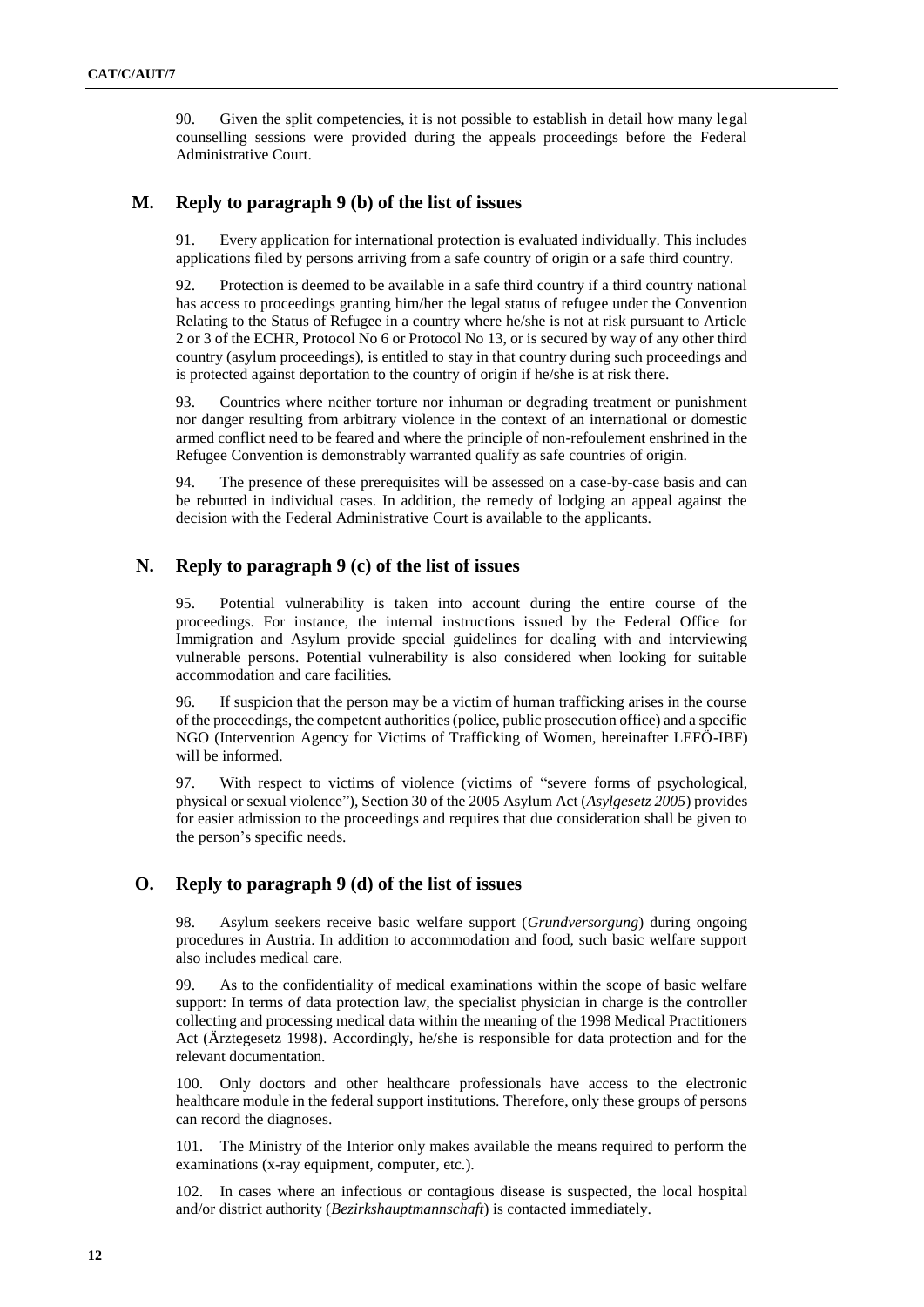90. Given the split competencies, it is not possible to establish in detail how many legal counselling sessions were provided during the appeals proceedings before the Federal Administrative Court.

## M. Reply to paragraph 9 (b) of the list of issues

91. Every application for international protection is evaluated individually. This includes applications filed by persons arriving from a safe country of origin or a safe third country.

92. Protection is deemed to be available in a safe third country if a third country national has access to proceedings granting him/her the legal status of refugee under the Convention Relating to the Status of Refugee in a country where he/she is not at risk pursuant to Article 2 or 3 of the ECHR, Protocol No 6 or Protocol No 13, or is secured by way of any other third country (asylum proceedings), is entitled to stay in that country during such proceedings and is protected against deportation to the country of origin if he/she is at risk there.

93. Countries where neither torture nor inhuman or degrading treatment or punishment nor danger resulting from arbitrary violence in the context of an international or domestic armed conflict need to be feared and where the principle of non-refoulement enshrined in the Refugee Convention is demonstrably warranted qualify as safe countries of origin.

94. The presence of these prerequisites will be assessed on a case-by-case basis and can be rebutted in individual cases. In addition, the remedy of lodging an appeal against the decision with the Federal Administrative Court is available to the applicants.

## N. Reply to paragraph 9 (c) of the list of issues

95. Potential vulnerability is taken into account during the entire course of the proceedings. For instance, the internal instructions issued by the Federal Office for Immigration and Asylum provide special guidelines for dealing with and interviewing vulnerable persons. Potential vulnerability is also considered when looking for suitable accommodation and care facilities.

96. If suspicion that the person may be a victim of human trafficking arises in the course of the proceedings, the competent authorities (police, public prosecution office) and a specific NGO (Intervention Agency for Victims of Trafficking of Women, hereinafter LEFÖ-IBF) will be informed.

97. With respect to victims of violence (victims of "severe forms of psychological, physical or sexual violence"), Section 30 of the 2005 Asylum Act (*Asylgesetz 2005*) provides for easier admission to the proceedings and requires that due consideration shall be given to the person's specific needs.

## O. Reply to paragraph 9 (d) of the list of issues

98. Asylum seekers receive basic welfare support (*Grundversorgung*) during ongoing procedures in Austria. In addition to accommodation and food, such basic welfare support also includes medical care.

99. As to the confidentiality of medical examinations within the scope of basic welfare support: In terms of data protection law, the specialist physician in charge is the controller collecting and processing medical data within the meaning of the 1998 Medical Practitioners Act (Ärztegesetz 1998). Accordingly, he/she is responsible for data protection and for the relevant documentation.

100. Only doctors and other healthcare professionals have access to the electronic healthcare module in the federal support institutions. Therefore, only these groups of persons can record the diagnoses.

101. The Ministry of the Interior only makes available the means required to perform the examinations (x-ray equipment, computer, etc.).

102. In cases where an infectious or contagious disease is suspected, the local hospital and/or district authority (*Bezirkshauptmannschaft*) is contacted immediately.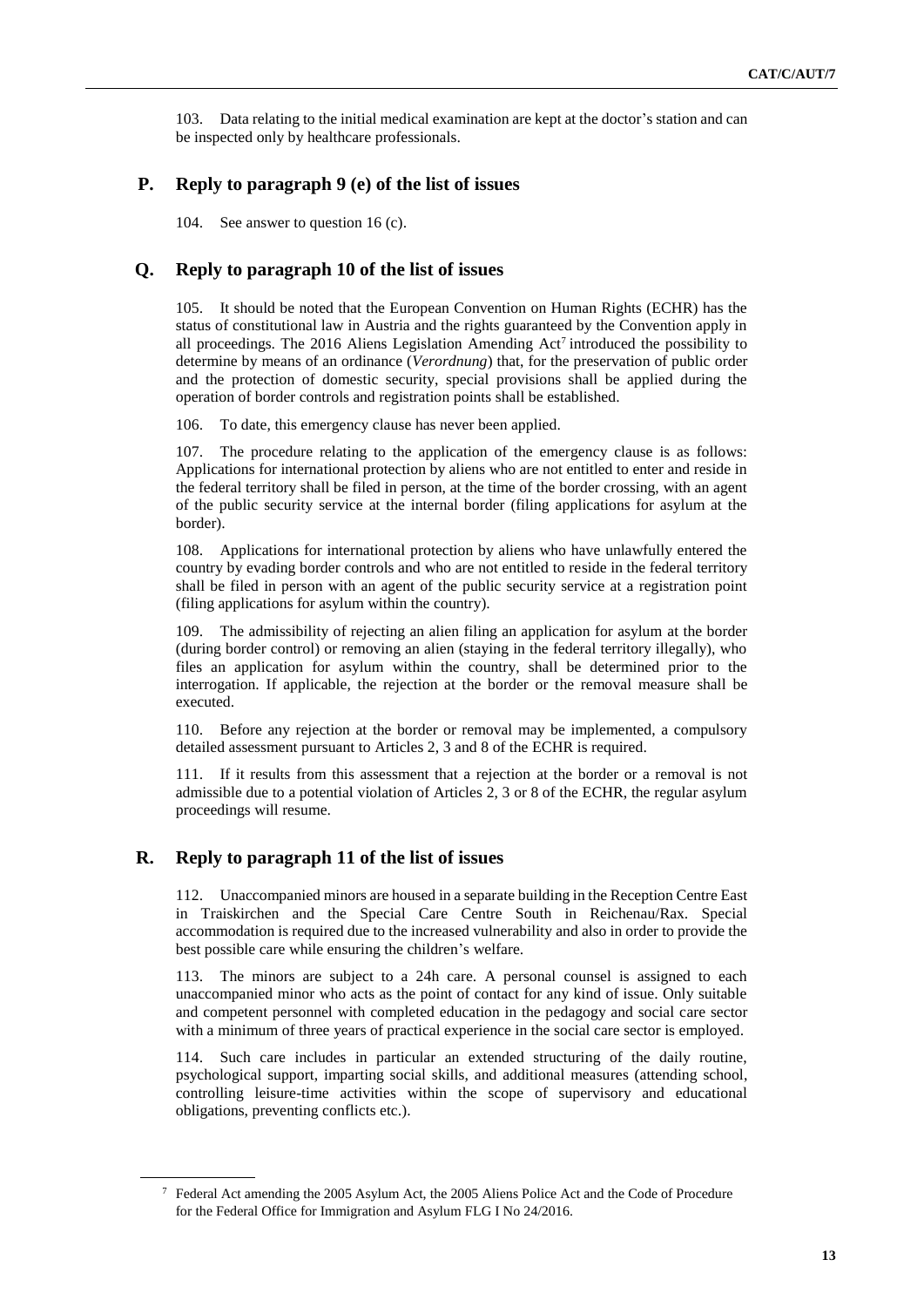103. Data relating to the initial medical examination are kept at the doctor's station and can be inspected only by healthcare professionals.

## P. Reply to paragraph 9 (e) of the list of issues

104. See answer to question 16 (c).

## Q. Reply to paragraph 10 of the list of issues

105. It should be noted that the European Convention on Human Rights (ECHR) has the status of constitutional law in Austria and the rights guaranteed by the Convention apply in all proceedings. The 2016 Aliens Legislation Amending Act[7] introduced the possibility to determine by means of an ordinance (*Verordnung*) that, for the preservation of public order and the protection of domestic security, special provisions shall be applied during the operation of border controls and registration points shall be established.

106. To date, this emergency clause has never been applied.

107. The procedure relating to the application of the emergency clause is as follows: Applications for international protection by aliens who are not entitled to enter and reside in the federal territory shall be filed in person, at the time of the border crossing, with an agent of the public security service at the internal border (filing applications for asylum at the border).

108. Applications for international protection by aliens who have unlawfully entered the country by evading border controls and who are not entitled to reside in the federal territory shall be filed in person with an agent of the public security service at a registration point (filing applications for asylum within the country).

109. The admissibility of rejecting an alien filing an application for asylum at the border (during border control) or removing an alien (staying in the federal territory illegally), who files an application for asylum within the country, shall be determined prior to the interrogation. If applicable, the rejection at the border or the removal measure shall be executed.

110. Before any rejection at the border or removal may be implemented, a compulsory detailed assessment pursuant to Articles 2, 3 and 8 of the ECHR is required.

111. If it results from this assessment that a rejection at the border or a removal is not admissible due to a potential violation of Articles 2, 3 or 8 of the ECHR, the regular asylum proceedings will resume.

## R. Reply to paragraph 11 of the list of issues

112. Unaccompanied minors are housed in a separate building in the Reception Centre East in Traiskirchen and the Special Care Centre South in Reichenau/Rax. Special accommodation is required due to the increased vulnerability and also in order to provide the best possible care while ensuring the children's welfare.

113. The minors are subject to a 24h care. A personal counsel is assigned to each unaccompanied minor who acts as the point of contact for any kind of issue. Only suitable and competent personnel with completed education in the pedagogy and social care sector with a minimum of three years of practical experience in the social care sector is employed.

114. Such care includes in particular an extended structuring of the daily routine, psychological support, imparting social skills, and additional measures (attending school, controlling leisure-time activities within the scope of supervisory and educational obligations, preventing conflicts etc.).

---

[7] Federal Act amending the 2005 Asylum Act, the 2005 Aliens Police Act and the Code of Procedure for the Federal Office for Immigration and Asylum FLG I No 24/2016.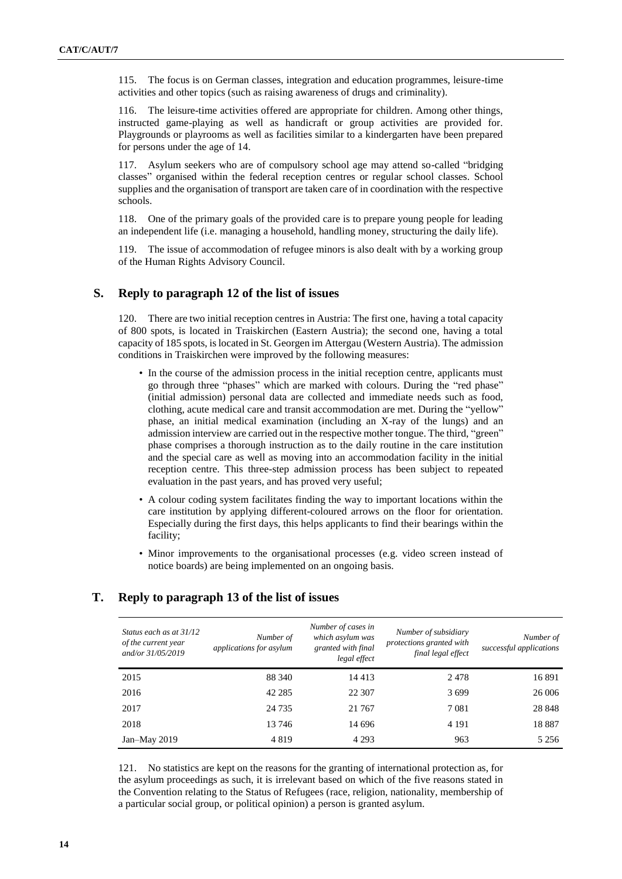115. The focus is on German classes, integration and education programmes, leisure-time activities and other topics (such as raising awareness of drugs and criminality).

116. The leisure-time activities offered are appropriate for children. Among other things, instructed game-playing as well as handicraft or group activities are provided for. Playgrounds or playrooms as well as facilities similar to a kindergarten have been prepared for persons under the age of 14.

117. Asylum seekers who are of compulsory school age may attend so-called "bridging classes" organised within the federal reception centres or regular school classes. School supplies and the organisation of transport are taken care of in coordination with the respective schools.

118. One of the primary goals of the provided care is to prepare young people for leading an independent life (i.e. managing a household, handling money, structuring the daily life).

119. The issue of accommodation of refugee minors is also dealt with by a working group of the Human Rights Advisory Council.

## S. Reply to paragraph 12 of the list of issues

120. There are two initial reception centres in Austria: The first one, having a total capacity of 800 spots, is located in Traiskirchen (Eastern Austria); the second one, having a total capacity of 185 spots, is located in St. Georgen im Attergau (Western Austria). The admission conditions in Traiskirchen were improved by the following measures:

- In the course of the admission process in the initial reception centre, applicants must go through three "phases" which are marked with colours. During the "red phase" (initial admission) personal data are collected and immediate needs such as food, clothing, acute medical care and transit accommodation are met. During the "yellow" phase, an initial medical examination (including an X-ray of the lungs) and an admission interview are carried out in the respective mother tongue. The third, "green" phase comprises a thorough instruction as to the daily routine in the care institution and the special care as well as moving into an accommodation facility in the initial reception centre. This three-step admission process has been subject to repeated evaluation in the past years, and has proved very useful;
- A colour coding system facilitates finding the way to important locations within the care institution by applying different-coloured arrows on the floor for orientation. Especially during the first days, this helps applicants to find their bearings within the facility;
- Minor improvements to the organisational processes (e.g. video screen instead of notice boards) are being implemented on an ongoing basis.

## T. Reply to paragraph 13 of the list of issues

| *Status each as at 31/12 of the current year and/or 31/05/2019* | *Number of applications for asylum* | *Number of cases in which asylum was granted with final legal effect* | *Number of subsidiary protections granted with final legal effect* | *Number of successful applications* |
|---|---|---|---|---|
| 2015 | 88 340 | 14 413 | 2 478 | 16 891 |
| 2016 | 42 285 | 22 307 | 3 699 | 26 006 |
| 2017 | 24 735 | 21 767 | 7 081 | 28 848 |
| 2018 | 13 746 | 14 696 | 4 191 | 18 887 |
| Jan–May 2019 | 4 819 | 4 293 | 963 | 5 256 |

121. No statistics are kept on the reasons for the granting of international protection as, for the asylum proceedings as such, it is irrelevant based on which of the five reasons stated in the Convention relating to the Status of Refugees (race, religion, nationality, membership of a particular social group, or political opinion) a person is granted asylum.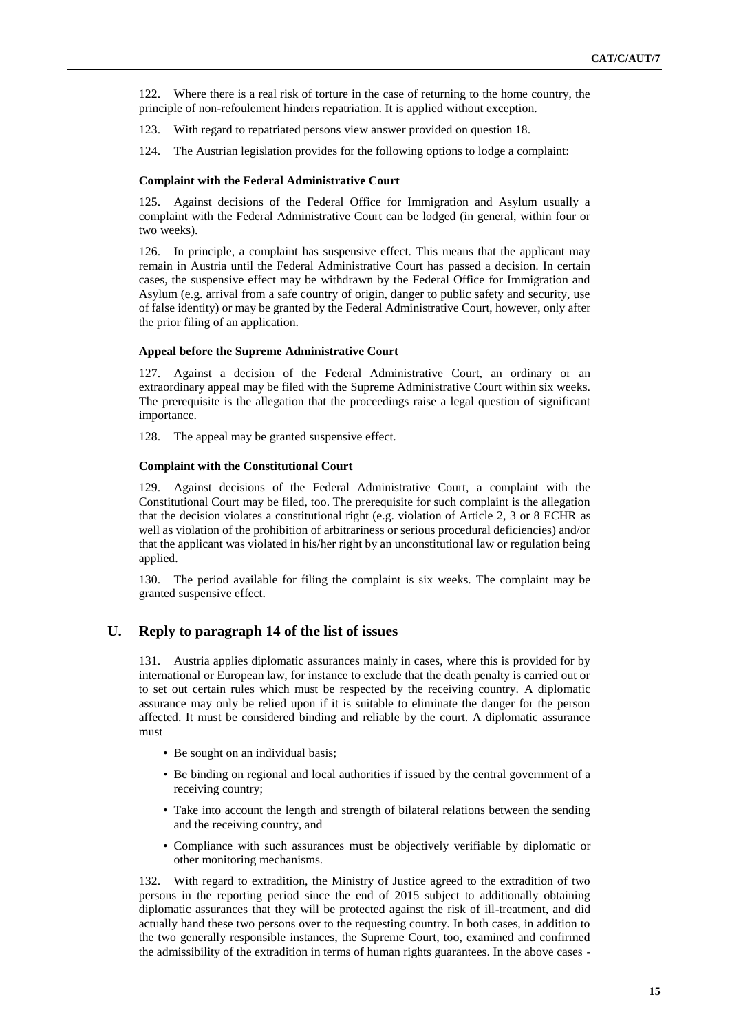122. Where there is a real risk of torture in the case of returning to the home country, the principle of non-refoulement hinders repatriation. It is applied without exception.

123. With regard to repatriated persons view answer provided on question 18.

124. The Austrian legislation provides for the following options to lodge a complaint:

**Complaint with the Federal Administrative Court**

125. Against decisions of the Federal Office for Immigration and Asylum usually a complaint with the Federal Administrative Court can be lodged (in general, within four or two weeks).

126. In principle, a complaint has suspensive effect. This means that the applicant may remain in Austria until the Federal Administrative Court has passed a decision. In certain cases, the suspensive effect may be withdrawn by the Federal Office for Immigration and Asylum (e.g. arrival from a safe country of origin, danger to public safety and security, use of false identity) or may be granted by the Federal Administrative Court, however, only after the prior filing of an application.

**Appeal before the Supreme Administrative Court**

127. Against a decision of the Federal Administrative Court, an ordinary or an extraordinary appeal may be filed with the Supreme Administrative Court within six weeks. The prerequisite is the allegation that the proceedings raise a legal question of significant importance.

128. The appeal may be granted suspensive effect.

**Complaint with the Constitutional Court**

129. Against decisions of the Federal Administrative Court, a complaint with the Constitutional Court may be filed, too. The prerequisite for such complaint is the allegation that the decision violates a constitutional right (e.g. violation of Article 2, 3 or 8 ECHR as well as violation of the prohibition of arbitrariness or serious procedural deficiencies) and/or that the applicant was violated in his/her right by an unconstitutional law or regulation being applied.

130. The period available for filing the complaint is six weeks. The complaint may be granted suspensive effect.

## U. Reply to paragraph 14 of the list of issues

131. Austria applies diplomatic assurances mainly in cases, where this is provided for by international or European law, for instance to exclude that the death penalty is carried out or to set out certain rules which must be respected by the receiving country. A diplomatic assurance may only be relied upon if it is suitable to eliminate the danger for the person affected. It must be considered binding and reliable by the court. A diplomatic assurance must

- Be sought on an individual basis;
- Be binding on regional and local authorities if issued by the central government of a receiving country;
- Take into account the length and strength of bilateral relations between the sending and the receiving country, and
- Compliance with such assurances must be objectively verifiable by diplomatic or other monitoring mechanisms.

132. With regard to extradition, the Ministry of Justice agreed to the extradition of two persons in the reporting period since the end of 2015 subject to additionally obtaining diplomatic assurances that they will be protected against the risk of ill-treatment, and did actually hand these two persons over to the requesting country. In both cases, in addition to the two generally responsible instances, the Supreme Court, too, examined and confirmed the admissibility of the extradition in terms of human rights guarantees. In the above cases -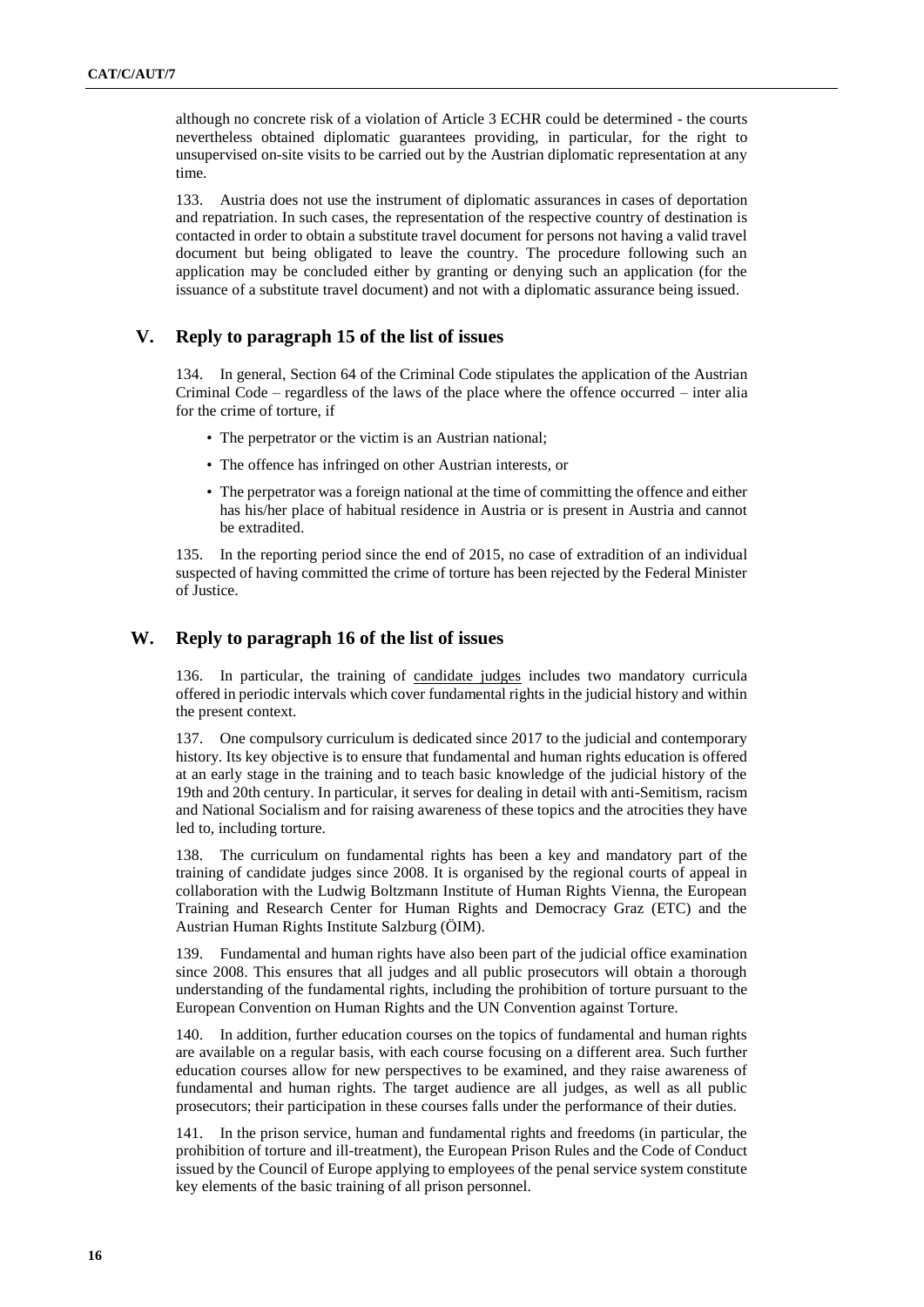although no concrete risk of a violation of Article 3 ECHR could be determined - the courts nevertheless obtained diplomatic guarantees providing, in particular, for the right to unsupervised on-site visits to be carried out by the Austrian diplomatic representation at any time.

133. Austria does not use the instrument of diplomatic assurances in cases of deportation and repatriation. In such cases, the representation of the respective country of destination is contacted in order to obtain a substitute travel document for persons not having a valid travel document but being obligated to leave the country. The procedure following such an application may be concluded either by granting or denying such an application (for the issuance of a substitute travel document) and not with a diplomatic assurance being issued.

## V. Reply to paragraph 15 of the list of issues

134. In general, Section 64 of the Criminal Code stipulates the application of the Austrian Criminal Code – regardless of the laws of the place where the offence occurred – inter alia for the crime of torture, if

- The perpetrator or the victim is an Austrian national;
- The offence has infringed on other Austrian interests, or
- The perpetrator was a foreign national at the time of committing the offence and either has his/her place of habitual residence in Austria or is present in Austria and cannot be extradited.

135. In the reporting period since the end of 2015, no case of extradition of an individual suspected of having committed the crime of torture has been rejected by the Federal Minister of Justice.

## W. Reply to paragraph 16 of the list of issues

136. In particular, the training of candidate judges includes two mandatory curricula offered in periodic intervals which cover fundamental rights in the judicial history and within the present context.

137. One compulsory curriculum is dedicated since 2017 to the judicial and contemporary history. Its key objective is to ensure that fundamental and human rights education is offered at an early stage in the training and to teach basic knowledge of the judicial history of the 19th and 20th century. In particular, it serves for dealing in detail with anti-Semitism, racism and National Socialism and for raising awareness of these topics and the atrocities they have led to, including torture.

138. The curriculum on fundamental rights has been a key and mandatory part of the training of candidate judges since 2008. It is organised by the regional courts of appeal in collaboration with the Ludwig Boltzmann Institute of Human Rights Vienna, the European Training and Research Center for Human Rights and Democracy Graz (ETC) and the Austrian Human Rights Institute Salzburg (ÖIM).

139. Fundamental and human rights have also been part of the judicial office examination since 2008. This ensures that all judges and all public prosecutors will obtain a thorough understanding of the fundamental rights, including the prohibition of torture pursuant to the European Convention on Human Rights and the UN Convention against Torture.

140. In addition, further education courses on the topics of fundamental and human rights are available on a regular basis, with each course focusing on a different area. Such further education courses allow for new perspectives to be examined, and they raise awareness of fundamental and human rights. The target audience are all judges, as well as all public prosecutors; their participation in these courses falls under the performance of their duties.

141. In the prison service, human and fundamental rights and freedoms (in particular, the prohibition of torture and ill-treatment), the European Prison Rules and the Code of Conduct issued by the Council of Europe applying to employees of the penal service system constitute key elements of the basic training of all prison personnel.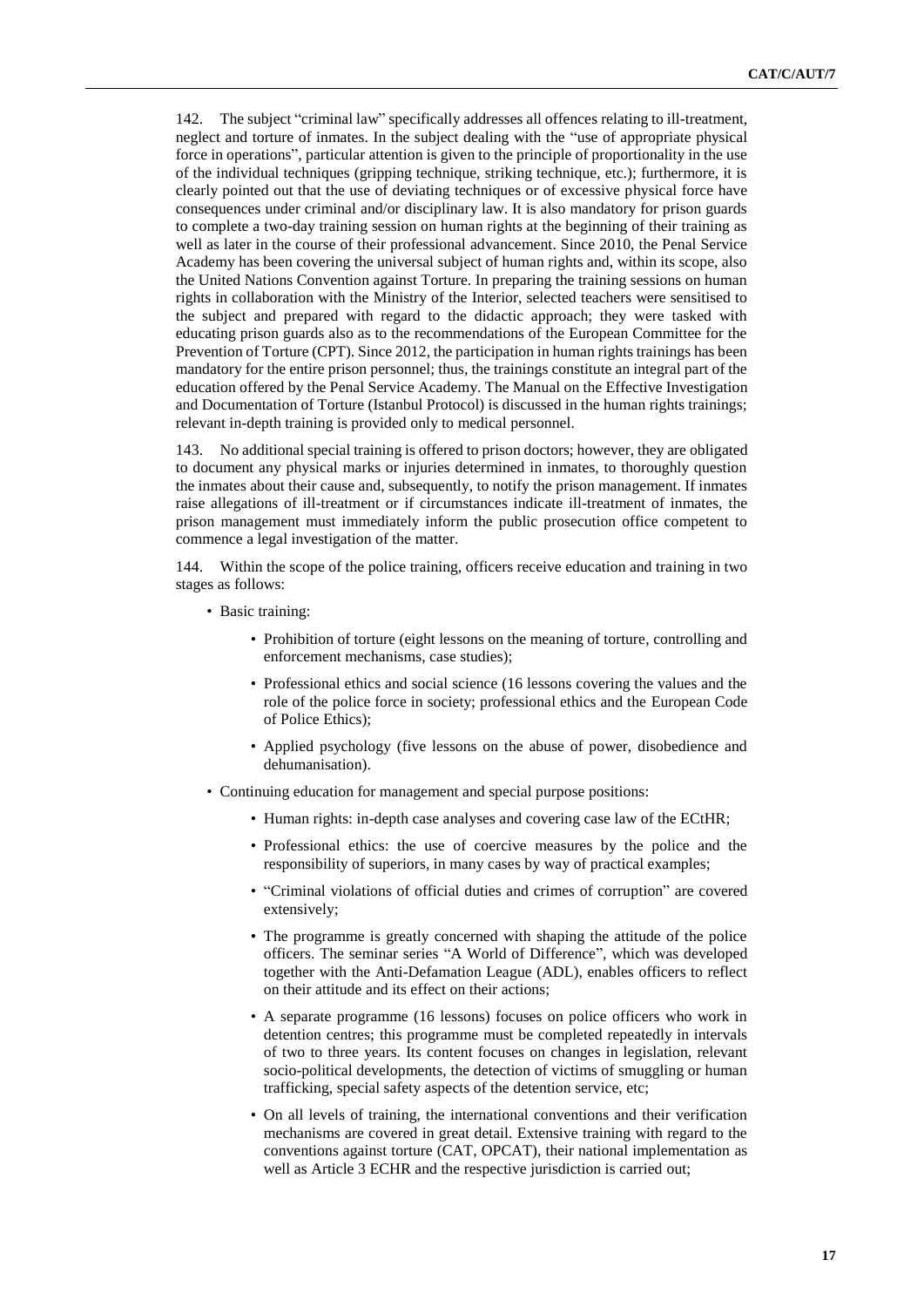142. The subject "criminal law" specifically addresses all offences relating to ill-treatment, neglect and torture of inmates. In the subject dealing with the "use of appropriate physical force in operations", particular attention is given to the principle of proportionality in the use of the individual techniques (gripping technique, striking technique, etc.); furthermore, it is clearly pointed out that the use of deviating techniques or of excessive physical force have consequences under criminal and/or disciplinary law. It is also mandatory for prison guards to complete a two-day training session on human rights at the beginning of their training as well as later in the course of their professional advancement. Since 2010, the Penal Service Academy has been covering the universal subject of human rights and, within its scope, also the United Nations Convention against Torture. In preparing the training sessions on human rights in collaboration with the Ministry of the Interior, selected teachers were sensitised to the subject and prepared with regard to the didactic approach; they were tasked with educating prison guards also as to the recommendations of the European Committee for the Prevention of Torture (CPT). Since 2012, the participation in human rights trainings has been mandatory for the entire prison personnel; thus, the trainings constitute an integral part of the education offered by the Penal Service Academy. The Manual on the Effective Investigation and Documentation of Torture (Istanbul Protocol) is discussed in the human rights trainings; relevant in-depth training is provided only to medical personnel.

143. No additional special training is offered to prison doctors; however, they are obligated to document any physical marks or injuries determined in inmates, to thoroughly question the inmates about their cause and, subsequently, to notify the prison management. If inmates raise allegations of ill-treatment or if circumstances indicate ill-treatment of inmates, the prison management must immediately inform the public prosecution office competent to commence a legal investigation of the matter.

144. Within the scope of the police training, officers receive education and training in two stages as follows:

- Basic training:
  - Prohibition of torture (eight lessons on the meaning of torture, controlling and enforcement mechanisms, case studies);
  - Professional ethics and social science (16 lessons covering the values and the role of the police force in society; professional ethics and the European Code of Police Ethics);
  - Applied psychology (five lessons on the abuse of power, disobedience and dehumanisation).
- Continuing education for management and special purpose positions:
  - Human rights: in-depth case analyses and covering case law of the ECtHR;
  - Professional ethics: the use of coercive measures by the police and the responsibility of superiors, in many cases by way of practical examples;
  - "Criminal violations of official duties and crimes of corruption" are covered extensively;
  - The programme is greatly concerned with shaping the attitude of the police officers. The seminar series "A World of Difference", which was developed together with the Anti-Defamation League (ADL), enables officers to reflect on their attitude and its effect on their actions;
  - A separate programme (16 lessons) focuses on police officers who work in detention centres; this programme must be completed repeatedly in intervals of two to three years. Its content focuses on changes in legislation, relevant socio-political developments, the detection of victims of smuggling or human trafficking, special safety aspects of the detention service, etc;
  - On all levels of training, the international conventions and their verification mechanisms are covered in great detail. Extensive training with regard to the conventions against torture (CAT, OPCAT), their national implementation as well as Article 3 ECHR and the respective jurisdiction is carried out;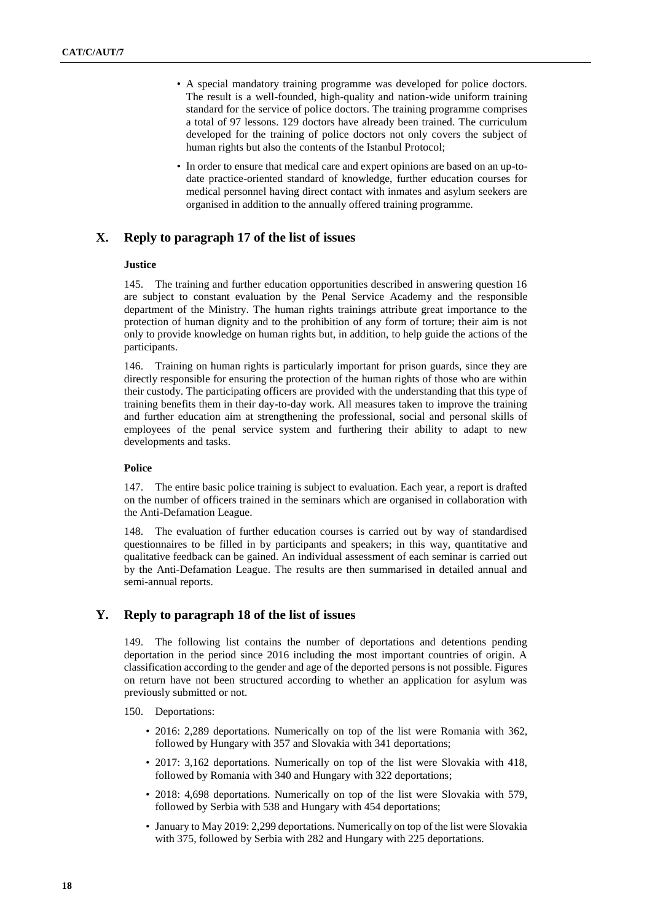- A special mandatory training programme was developed for police doctors. The result is a well-founded, high-quality and nation-wide uniform training standard for the service of police doctors. The training programme comprises a total of 97 lessons. 129 doctors have already been trained. The curriculum developed for the training of police doctors not only covers the subject of human rights but also the contents of the Istanbul Protocol;
- In order to ensure that medical care and expert opinions are based on an up-to-date practice-oriented standard of knowledge, further education courses for medical personnel having direct contact with inmates and asylum seekers are organised in addition to the annually offered training programme.

## X. Reply to paragraph 17 of the list of issues

### Justice

145. The training and further education opportunities described in answering question 16 are subject to constant evaluation by the Penal Service Academy and the responsible department of the Ministry. The human rights trainings attribute great importance to the protection of human dignity and to the prohibition of any form of torture; their aim is not only to provide knowledge on human rights but, in addition, to help guide the actions of the participants.

146. Training on human rights is particularly important for prison guards, since they are directly responsible for ensuring the protection of the human rights of those who are within their custody. The participating officers are provided with the understanding that this type of training benefits them in their day-to-day work. All measures taken to improve the training and further education aim at strengthening the professional, social and personal skills of employees of the penal service system and furthering their ability to adapt to new developments and tasks.

### Police

147. The entire basic police training is subject to evaluation. Each year, a report is drafted on the number of officers trained in the seminars which are organised in collaboration with the Anti-Defamation League.

148. The evaluation of further education courses is carried out by way of standardised questionnaires to be filled in by participants and speakers; in this way, quantitative and qualitative feedback can be gained. An individual assessment of each seminar is carried out by the Anti-Defamation League. The results are then summarised in detailed annual and semi-annual reports.

## Y. Reply to paragraph 18 of the list of issues

149. The following list contains the number of deportations and detentions pending deportation in the period since 2016 including the most important countries of origin. A classification according to the gender and age of the deported persons is not possible. Figures on return have not been structured according to whether an application for asylum was previously submitted or not.

150. Deportations:

- 2016: 2,289 deportations. Numerically on top of the list were Romania with 362, followed by Hungary with 357 and Slovakia with 341 deportations;
- 2017: 3,162 deportations. Numerically on top of the list were Slovakia with 418, followed by Romania with 340 and Hungary with 322 deportations;
- 2018: 4,698 deportations. Numerically on top of the list were Slovakia with 579, followed by Serbia with 538 and Hungary with 454 deportations;
- January to May 2019: 2,299 deportations. Numerically on top of the list were Slovakia with 375, followed by Serbia with 282 and Hungary with 225 deportations.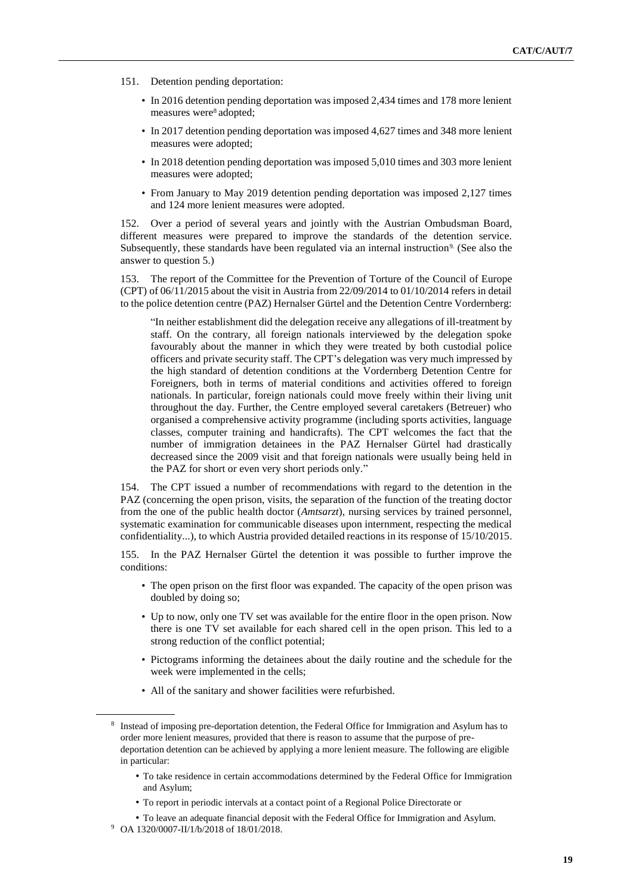151. Detention pending deportation:

- In 2016 detention pending deportation was imposed 2,434 times and 178 more lenient measures were[8] adopted;
- In 2017 detention pending deportation was imposed 4,627 times and 348 more lenient measures were adopted;
- In 2018 detention pending deportation was imposed 5,010 times and 303 more lenient measures were adopted;
- From January to May 2019 detention pending deportation was imposed 2,127 times and 124 more lenient measures were adopted.

152. Over a period of several years and jointly with the Austrian Ombudsman Board, different measures were prepared to improve the standards of the detention service. Subsequently, these standards have been regulated via an internal instruction[9]. (See also the answer to question 5.)

153. The report of the Committee for the Prevention of Torture of the Council of Europe (CPT) of 06/11/2015 about the visit in Austria from 22/09/2014 to 01/10/2014 refers in detail to the police detention centre (PAZ) Hernalser Gürtel and the Detention Centre Vordernberg:

> "In neither establishment did the delegation receive any allegations of ill-treatment by staff. On the contrary, all foreign nationals interviewed by the delegation spoke favourably about the manner in which they were treated by both custodial police officers and private security staff. The CPT's delegation was very much impressed by the high standard of detention conditions at the Vordernberg Detention Centre for Foreigners, both in terms of material conditions and activities offered to foreign nationals. In particular, foreign nationals could move freely within their living unit throughout the day. Further, the Centre employed several caretakers (Betreuer) who organised a comprehensive activity programme (including sports activities, language classes, computer training and handicrafts). The CPT welcomes the fact that the number of immigration detainees in the PAZ Hernalser Gürtel had drastically decreased since the 2009 visit and that foreign nationals were usually being held in the PAZ for short or even very short periods only."

154. The CPT issued a number of recommendations with regard to the detention in the PAZ (concerning the open prison, visits, the separation of the function of the treating doctor from the one of the public health doctor (*Amtsarzt*), nursing services by trained personnel, systematic examination for communicable diseases upon internment, respecting the medical confidentiality...), to which Austria provided detailed reactions in its response of 15/10/2015.

155. In the PAZ Hernalser Gürtel the detention it was possible to further improve the conditions:

- The open prison on the first floor was expanded. The capacity of the open prison was doubled by doing so;
- Up to now, only one TV set was available for the entire floor in the open prison. Now there is one TV set available for each shared cell in the open prison. This led to a strong reduction of the conflict potential;
- Pictograms informing the detainees about the daily routine and the schedule for the week were implemented in the cells;
- All of the sanitary and shower facilities were refurbished.

---

[8] Instead of imposing pre-deportation detention, the Federal Office for Immigration and Asylum has to order more lenient measures, provided that there is reason to assume that the purpose of pre-deportation detention can be achieved by applying a more lenient measure. The following are eligible in particular:

- To take residence in certain accommodations determined by the Federal Office for Immigration and Asylum;
- To report in periodic intervals at a contact point of a Regional Police Directorate or
- To leave an adequate financial deposit with the Federal Office for Immigration and Asylum.

[9] OA 1320/0007-II/1/b/2018 of 18/01/2018.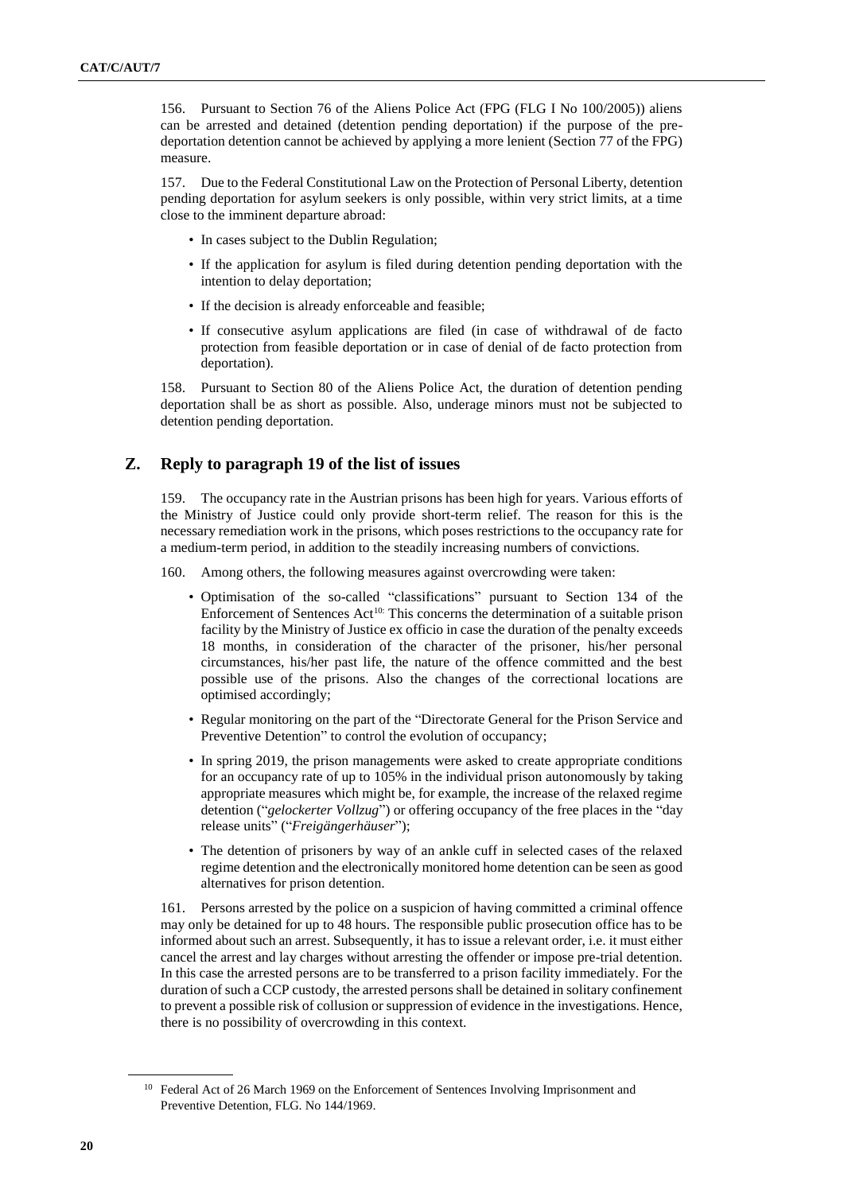156. Pursuant to Section 76 of the Aliens Police Act (FPG (FLG I No 100/2005)) aliens can be arrested and detained (detention pending deportation) if the purpose of the pre-deportation detention cannot be achieved by applying a more lenient (Section 77 of the FPG) measure.

157. Due to the Federal Constitutional Law on the Protection of Personal Liberty, detention pending deportation for asylum seekers is only possible, within very strict limits, at a time close to the imminent departure abroad:

- In cases subject to the Dublin Regulation;
- If the application for asylum is filed during detention pending deportation with the intention to delay deportation;
- If the decision is already enforceable and feasible;
- If consecutive asylum applications are filed (in case of withdrawal of de facto protection from feasible deportation or in case of denial of de facto protection from deportation).

158. Pursuant to Section 80 of the Aliens Police Act, the duration of detention pending deportation shall be as short as possible. Also, underage minors must not be subjected to detention pending deportation.

## Z. Reply to paragraph 19 of the list of issues

159. The occupancy rate in the Austrian prisons has been high for years. Various efforts of the Ministry of Justice could only provide short-term relief. The reason for this is the necessary remediation work in the prisons, which poses restrictions to the occupancy rate for a medium-term period, in addition to the steadily increasing numbers of convictions.

160. Among others, the following measures against overcrowding were taken:

- Optimisation of the so-called "classifications" pursuant to Section 134 of the Enforcement of Sentences Act[10]: This concerns the determination of a suitable prison facility by the Ministry of Justice ex officio in case the duration of the penalty exceeds 18 months, in consideration of the character of the prisoner, his/her personal circumstances, his/her past life, the nature of the offence committed and the best possible use of the prisons. Also the changes of the correctional locations are optimised accordingly;
- Regular monitoring on the part of the "Directorate General for the Prison Service and Preventive Detention" to control the evolution of occupancy;
- In spring 2019, the prison managements were asked to create appropriate conditions for an occupancy rate of up to 105% in the individual prison autonomously by taking appropriate measures which might be, for example, the increase of the relaxed regime detention ("*gelockerter Vollzug*") or offering occupancy of the free places in the "day release units" ("*Freigängerhäuser*");
- The detention of prisoners by way of an ankle cuff in selected cases of the relaxed regime detention and the electronically monitored home detention can be seen as good alternatives for prison detention.

161. Persons arrested by the police on a suspicion of having committed a criminal offence may only be detained for up to 48 hours. The responsible public prosecution office has to be informed about such an arrest. Subsequently, it has to issue a relevant order, i.e. it must either cancel the arrest and lay charges without arresting the offender or impose pre-trial detention. In this case the arrested persons are to be transferred to a prison facility immediately. For the duration of such a CCP custody, the arrested persons shall be detained in solitary confinement to prevent a possible risk of collusion or suppression of evidence in the investigations. Hence, there is no possibility of overcrowding in this context.

---

[10] Federal Act of 26 March 1969 on the Enforcement of Sentences Involving Imprisonment and Preventive Detention, FLG. No 144/1969.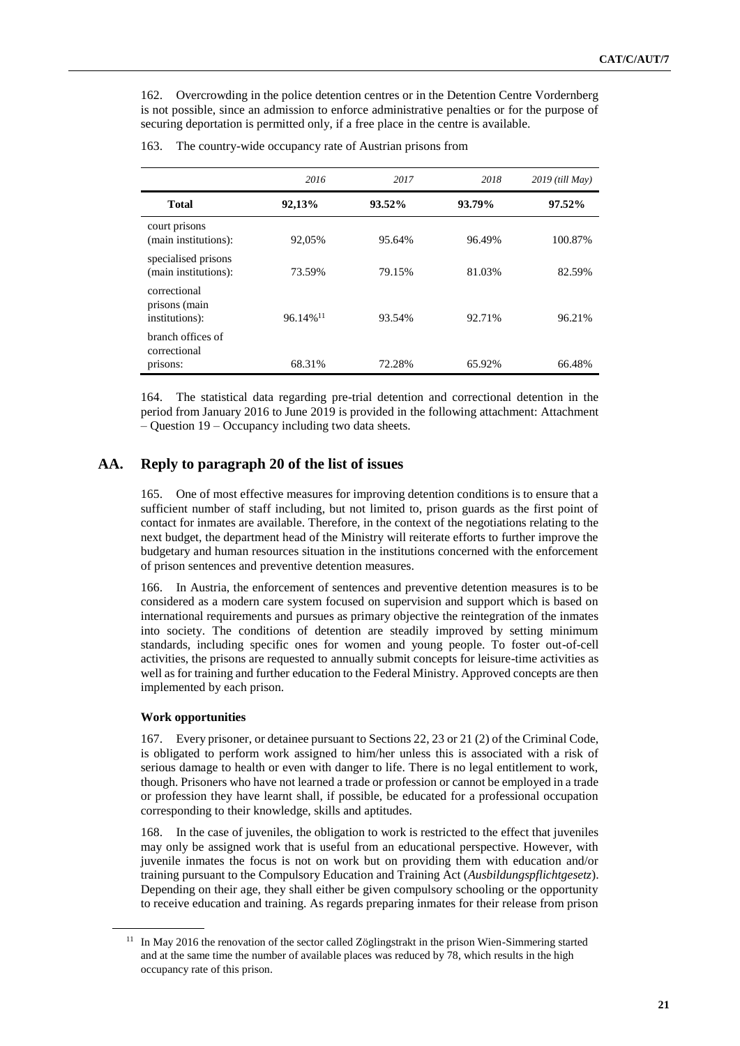162. Overcrowding in the police detention centres or in the Detention Centre Vordernberg is not possible, since an admission to enforce administrative penalties or for the purpose of securing deportation is permitted only, if a free place in the centre is available.

163. The country-wide occupancy rate of Austrian prisons from

| | *2016* | *2017* | *2018* | *2019 (till May)* |
|---|---|---|---|---|
| **Total** | **92,13%** | **93.52%** | **93.79%** | **97.52%** |
| court prisons (main institutions): | 92,05% | 95.64% | 96.49% | 100.87% |
| specialised prisons (main institutions): | 73.59% | 79.15% | 81.03% | 82.59% |
| correctional prisons (main institutions): | 96.14%[11] | 93.54% | 92.71% | 96.21% |
| branch offices of correctional prisons: | 68.31% | 72.28% | 65.92% | 66.48% |

164. The statistical data regarding pre-trial detention and correctional detention in the period from January 2016 to June 2019 is provided in the following attachment: Attachment – Question 19 – Occupancy including two data sheets.

## AA. Reply to paragraph 20 of the list of issues

165. One of most effective measures for improving detention conditions is to ensure that a sufficient number of staff including, but not limited to, prison guards as the first point of contact for inmates are available. Therefore, in the context of the negotiations relating to the next budget, the department head of the Ministry will reiterate efforts to further improve the budgetary and human resources situation in the institutions concerned with the enforcement of prison sentences and preventive detention measures.

166. In Austria, the enforcement of sentences and preventive detention measures is to be considered as a modern care system focused on supervision and support which is based on international requirements and pursues as primary objective the reintegration of the inmates into society. The conditions of detention are steadily improved by setting minimum standards, including specific ones for women and young people. To foster out-of-cell activities, the prisons are requested to annually submit concepts for leisure-time activities as well as for training and further education to the Federal Ministry. Approved concepts are then implemented by each prison.

#### Work opportunities

167. Every prisoner, or detainee pursuant to Sections 22, 23 or 21 (2) of the Criminal Code, is obligated to perform work assigned to him/her unless this is associated with a risk of serious damage to health or even with danger to life. There is no legal entitlement to work, though. Prisoners who have not learned a trade or profession or cannot be employed in a trade or profession they have learnt shall, if possible, be educated for a professional occupation corresponding to their knowledge, skills and aptitudes.

168. In the case of juveniles, the obligation to work is restricted to the effect that juveniles may only be assigned work that is useful from an educational perspective. However, with juvenile inmates the focus is not on work but on providing them with education and/or training pursuant to the Compulsory Education and Training Act (*Ausbildungspflichtgesetz*). Depending on their age, they shall either be given compulsory schooling or the opportunity to receive education and training. As regards preparing inmates for their release from prison

[11] In May 2016 the renovation of the sector called Zöglingstrakt in the prison Wien-Simmering started and at the same time the number of available places was reduced by 78, which results in the high occupancy rate of this prison.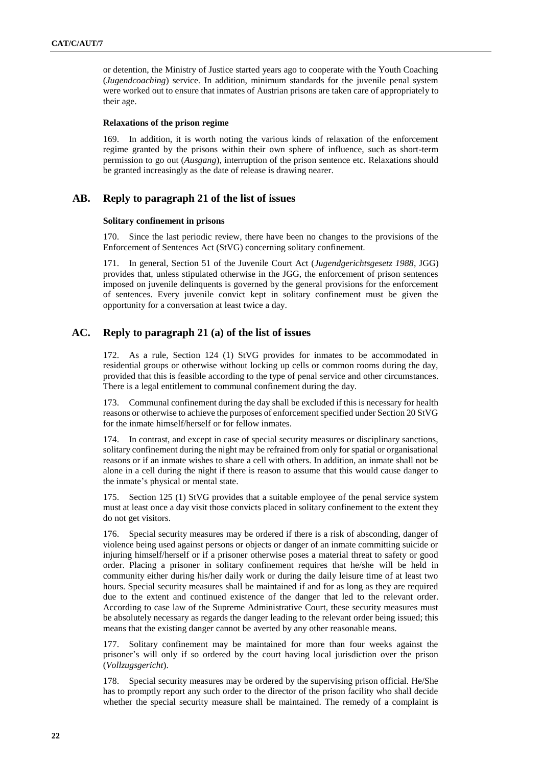or detention, the Ministry of Justice started years ago to cooperate with the Youth Coaching (*Jugendcoaching*) service. In addition, minimum standards for the juvenile penal system were worked out to ensure that inmates of Austrian prisons are taken care of appropriately to their age.

#### Relaxations of the prison regime

169. In addition, it is worth noting the various kinds of relaxation of the enforcement regime granted by the prisons within their own sphere of influence, such as short-term permission to go out (*Ausgang*), interruption of the prison sentence etc. Relaxations should be granted increasingly as the date of release is drawing nearer.

## AB. Reply to paragraph 21 of the list of issues

#### Solitary confinement in prisons

170. Since the last periodic review, there have been no changes to the provisions of the Enforcement of Sentences Act (StVG) concerning solitary confinement.

171. In general, Section 51 of the Juvenile Court Act (*Jugendgerichtsgesetz 1988*, JGG) provides that, unless stipulated otherwise in the JGG, the enforcement of prison sentences imposed on juvenile delinquents is governed by the general provisions for the enforcement of sentences. Every juvenile convict kept in solitary confinement must be given the opportunity for a conversation at least twice a day.

## AC. Reply to paragraph 21 (a) of the list of issues

172. As a rule, Section 124 (1) StVG provides for inmates to be accommodated in residential groups or otherwise without locking up cells or common rooms during the day, provided that this is feasible according to the type of penal service and other circumstances. There is a legal entitlement to communal confinement during the day.

173. Communal confinement during the day shall be excluded if this is necessary for health reasons or otherwise to achieve the purposes of enforcement specified under Section 20 StVG for the inmate himself/herself or for fellow inmates.

174. In contrast, and except in case of special security measures or disciplinary sanctions, solitary confinement during the night may be refrained from only for spatial or organisational reasons or if an inmate wishes to share a cell with others. In addition, an inmate shall not be alone in a cell during the night if there is reason to assume that this would cause danger to the inmate's physical or mental state.

175. Section 125 (1) StVG provides that a suitable employee of the penal service system must at least once a day visit those convicts placed in solitary confinement to the extent they do not get visitors.

176. Special security measures may be ordered if there is a risk of absconding, danger of violence being used against persons or objects or danger of an inmate committing suicide or injuring himself/herself or if a prisoner otherwise poses a material threat to safety or good order. Placing a prisoner in solitary confinement requires that he/she will be held in community either during his/her daily work or during the daily leisure time of at least two hours. Special security measures shall be maintained if and for as long as they are required due to the extent and continued existence of the danger that led to the relevant order. According to case law of the Supreme Administrative Court, these security measures must be absolutely necessary as regards the danger leading to the relevant order being issued; this means that the existing danger cannot be averted by any other reasonable means.

177. Solitary confinement may be maintained for more than four weeks against the prisoner's will only if so ordered by the court having local jurisdiction over the prison (*Vollzugsgericht*).

178. Special security measures may be ordered by the supervising prison official. He/She has to promptly report any such order to the director of the prison facility who shall decide whether the special security measure shall be maintained. The remedy of a complaint is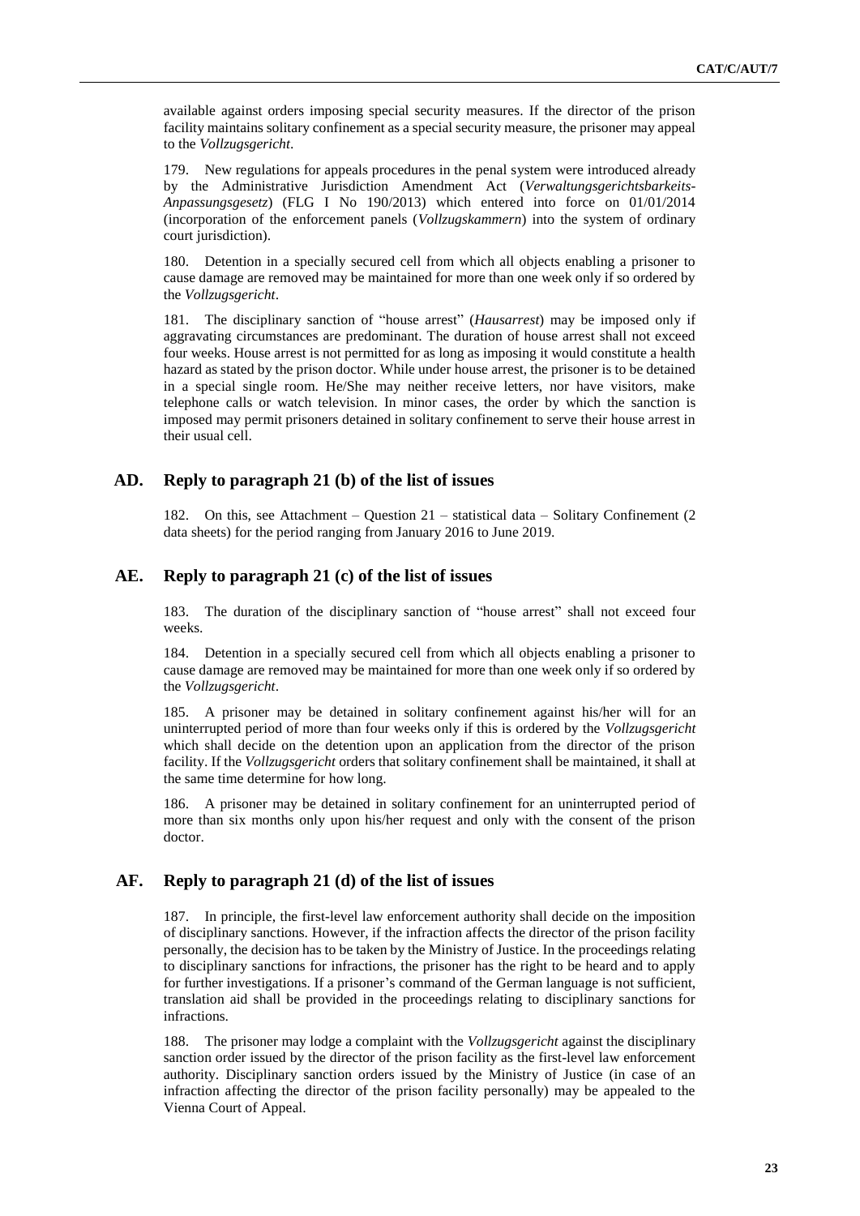available against orders imposing special security measures. If the director of the prison facility maintains solitary confinement as a special security measure, the prisoner may appeal to the *Vollzugsgericht*.

179. New regulations for appeals procedures in the penal system were introduced already by the Administrative Jurisdiction Amendment Act (*Verwaltungsgerichtsbarkeits-Anpassungsgesetz*) (FLG I No 190/2013) which entered into force on 01/01/2014 (incorporation of the enforcement panels (*Vollzugskammern*) into the system of ordinary court jurisdiction).

180. Detention in a specially secured cell from which all objects enabling a prisoner to cause damage are removed may be maintained for more than one week only if so ordered by the *Vollzugsgericht*.

181. The disciplinary sanction of "house arrest" (*Hausarrest*) may be imposed only if aggravating circumstances are predominant. The duration of house arrest shall not exceed four weeks. House arrest is not permitted for as long as imposing it would constitute a health hazard as stated by the prison doctor. While under house arrest, the prisoner is to be detained in a special single room. He/She may neither receive letters, nor have visitors, make telephone calls or watch television. In minor cases, the order by which the sanction is imposed may permit prisoners detained in solitary confinement to serve their house arrest in their usual cell.

## AD. Reply to paragraph 21 (b) of the list of issues

182. On this, see Attachment – Question 21 – statistical data – Solitary Confinement (2 data sheets) for the period ranging from January 2016 to June 2019.

## AE. Reply to paragraph 21 (c) of the list of issues

183. The duration of the disciplinary sanction of "house arrest" shall not exceed four weeks.

184. Detention in a specially secured cell from which all objects enabling a prisoner to cause damage are removed may be maintained for more than one week only if so ordered by the *Vollzugsgericht*.

185. A prisoner may be detained in solitary confinement against his/her will for an uninterrupted period of more than four weeks only if this is ordered by the *Vollzugsgericht* which shall decide on the detention upon an application from the director of the prison facility. If the *Vollzugsgericht* orders that solitary confinement shall be maintained, it shall at the same time determine for how long.

186. A prisoner may be detained in solitary confinement for an uninterrupted period of more than six months only upon his/her request and only with the consent of the prison doctor.

## AF. Reply to paragraph 21 (d) of the list of issues

187. In principle, the first-level law enforcement authority shall decide on the imposition of disciplinary sanctions. However, if the infraction affects the director of the prison facility personally, the decision has to be taken by the Ministry of Justice. In the proceedings relating to disciplinary sanctions for infractions, the prisoner has the right to be heard and to apply for further investigations. If a prisoner's command of the German language is not sufficient, translation aid shall be provided in the proceedings relating to disciplinary sanctions for infractions.

188. The prisoner may lodge a complaint with the *Vollzugsgericht* against the disciplinary sanction order issued by the director of the prison facility as the first-level law enforcement authority. Disciplinary sanction orders issued by the Ministry of Justice (in case of an infraction affecting the director of the prison facility personally) may be appealed to the Vienna Court of Appeal.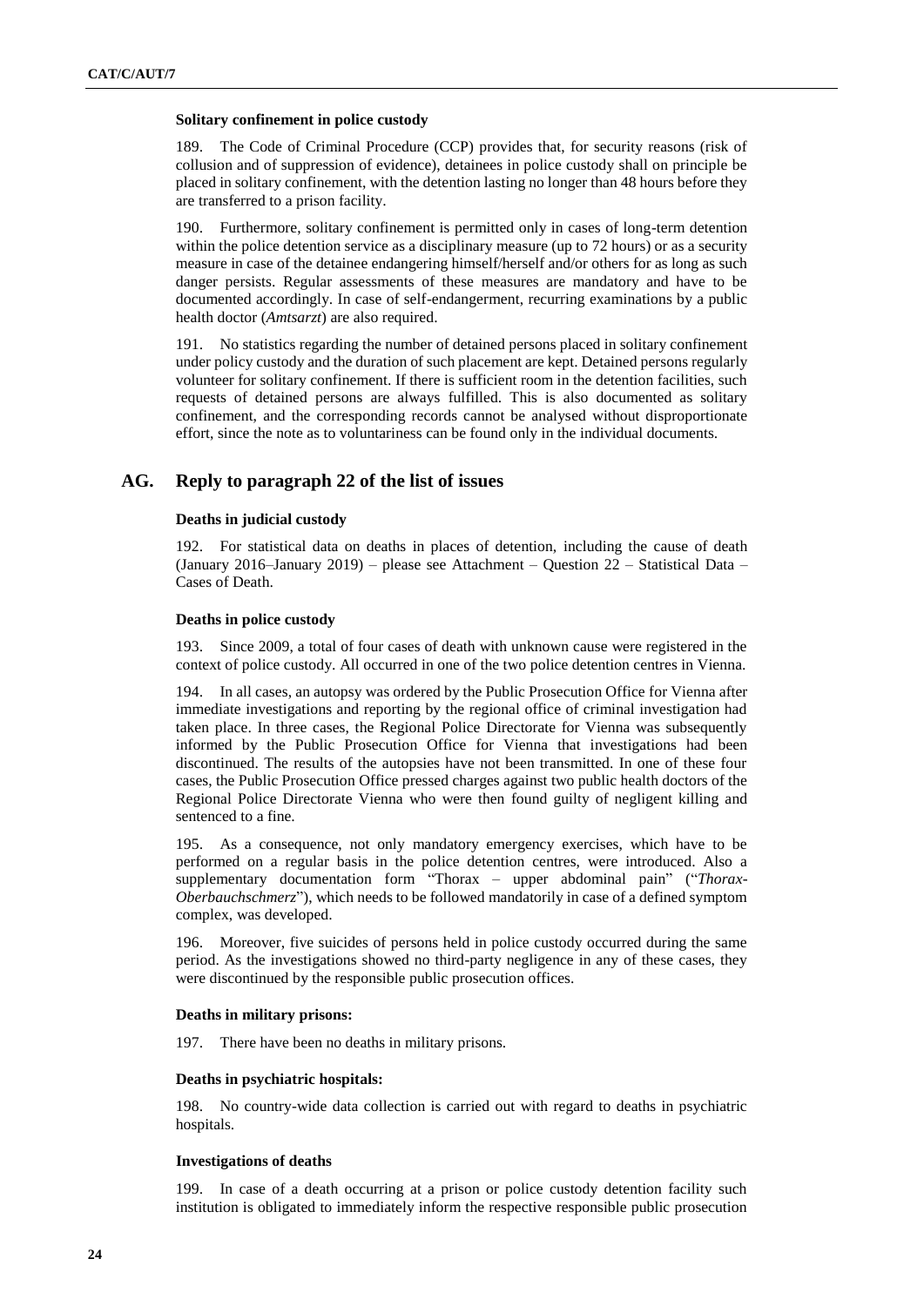**Solitary confinement in police custody**

189. The Code of Criminal Procedure (CCP) provides that, for security reasons (risk of collusion and of suppression of evidence), detainees in police custody shall on principle be placed in solitary confinement, with the detention lasting no longer than 48 hours before they are transferred to a prison facility.

190. Furthermore, solitary confinement is permitted only in cases of long-term detention within the police detention service as a disciplinary measure (up to 72 hours) or as a security measure in case of the detainee endangering himself/herself and/or others for as long as such danger persists. Regular assessments of these measures are mandatory and have to be documented accordingly. In case of self-endangerment, recurring examinations by a public health doctor (*Amtsarzt*) are also required.

191. No statistics regarding the number of detained persons placed in solitary confinement under policy custody and the duration of such placement are kept. Detained persons regularly volunteer for solitary confinement. If there is sufficient room in the detention facilities, such requests of detained persons are always fulfilled. This is also documented as solitary confinement, and the corresponding records cannot be analysed without disproportionate effort, since the note as to voluntariness can be found only in the individual documents.

## AG. Reply to paragraph 22 of the list of issues

**Deaths in judicial custody**

192. For statistical data on deaths in places of detention, including the cause of death (January 2016–January 2019) – please see Attachment – Question 22 – Statistical Data – Cases of Death.

**Deaths in police custody**

193. Since 2009, a total of four cases of death with unknown cause were registered in the context of police custody. All occurred in one of the two police detention centres in Vienna.

194. In all cases, an autopsy was ordered by the Public Prosecution Office for Vienna after immediate investigations and reporting by the regional office of criminal investigation had taken place. In three cases, the Regional Police Directorate for Vienna was subsequently informed by the Public Prosecution Office for Vienna that investigations had been discontinued. The results of the autopsies have not been transmitted. In one of these four cases, the Public Prosecution Office pressed charges against two public health doctors of the Regional Police Directorate Vienna who were then found guilty of negligent killing and sentenced to a fine.

195. As a consequence, not only mandatory emergency exercises, which have to be performed on a regular basis in the police detention centres, were introduced. Also a supplementary documentation form "Thorax – upper abdominal pain" ("*Thorax-Oberbauchschmerz*"), which needs to be followed mandatorily in case of a defined symptom complex, was developed.

196. Moreover, five suicides of persons held in police custody occurred during the same period. As the investigations showed no third-party negligence in any of these cases, they were discontinued by the responsible public prosecution offices.

**Deaths in military prisons:**

197. There have been no deaths in military prisons.

**Deaths in psychiatric hospitals:**

198. No country-wide data collection is carried out with regard to deaths in psychiatric hospitals.

**Investigations of deaths**

199. In case of a death occurring at a prison or police custody detention facility such institution is obligated to immediately inform the respective responsible public prosecution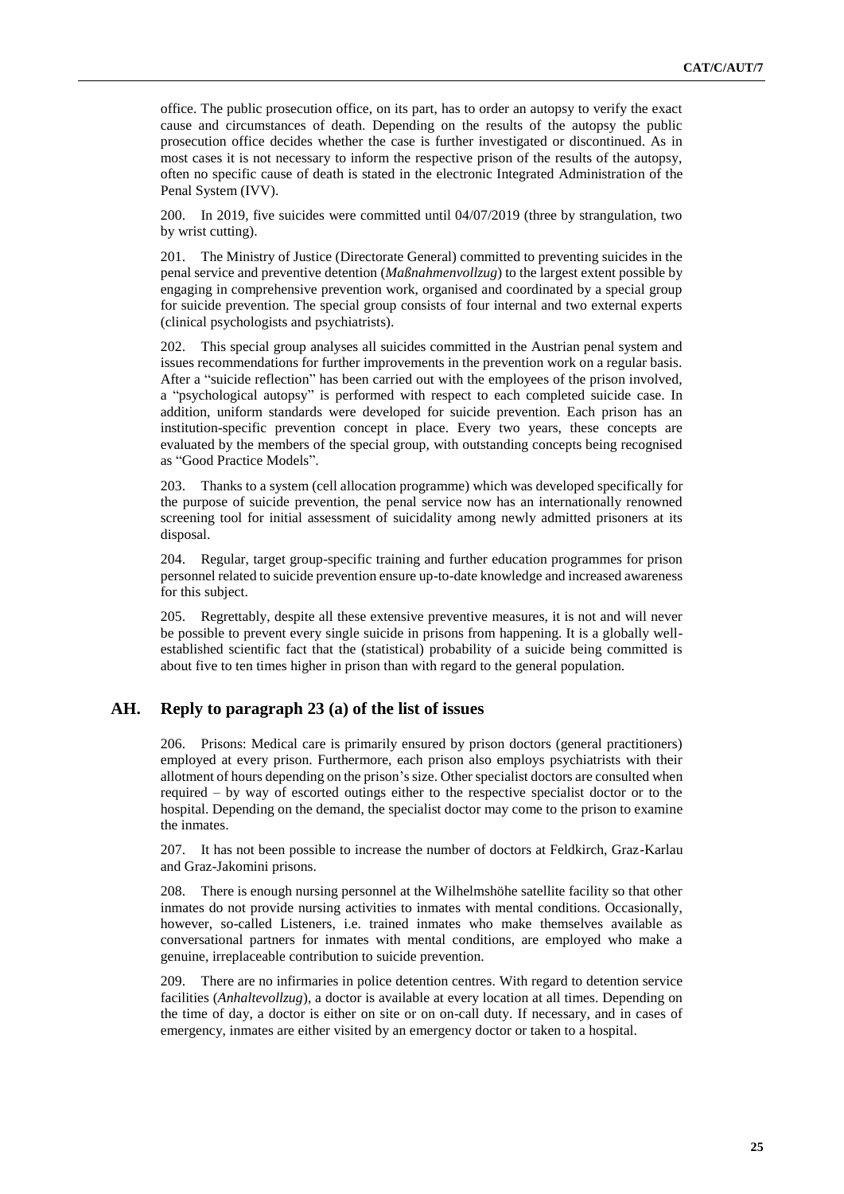office. The public prosecution office, on its part, has to order an autopsy to verify the exact cause and circumstances of death. Depending on the results of the autopsy the public prosecution office decides whether the case is further investigated or discontinued. As in most cases it is not necessary to inform the respective prison of the results of the autopsy, often no specific cause of death is stated in the electronic Integrated Administration of the Penal System (IVV).

200. In 2019, five suicides were committed until 04/07/2019 (three by strangulation, two by wrist cutting).

201. The Ministry of Justice (Directorate General) committed to preventing suicides in the penal service and preventive detention (*Maßnahmenvollzug*) to the largest extent possible by engaging in comprehensive prevention work, organised and coordinated by a special group for suicide prevention. The special group consists of four internal and two external experts (clinical psychologists and psychiatrists).

202. This special group analyses all suicides committed in the Austrian penal system and issues recommendations for further improvements in the prevention work on a regular basis. After a "suicide reflection" has been carried out with the employees of the prison involved, a "psychological autopsy" is performed with respect to each completed suicide case. In addition, uniform standards were developed for suicide prevention. Each prison has an institution-specific prevention concept in place. Every two years, these concepts are evaluated by the members of the special group, with outstanding concepts being recognised as "Good Practice Models".

203. Thanks to a system (cell allocation programme) which was developed specifically for the purpose of suicide prevention, the penal service now has an internationally renowned screening tool for initial assessment of suicidality among newly admitted prisoners at its disposal.

204. Regular, target group-specific training and further education programmes for prison personnel related to suicide prevention ensure up-to-date knowledge and increased awareness for this subject.

205. Regrettably, despite all these extensive preventive measures, it is not and will never be possible to prevent every single suicide in prisons from happening. It is a globally well-established scientific fact that the (statistical) probability of a suicide being committed is about five to ten times higher in prison than with regard to the general population.

## AH. Reply to paragraph 23 (a) of the list of issues

206. Prisons: Medical care is primarily ensured by prison doctors (general practitioners) employed at every prison. Furthermore, each prison also employs psychiatrists with their allotment of hours depending on the prison's size. Other specialist doctors are consulted when required – by way of escorted outings either to the respective specialist doctor or to the hospital. Depending on the demand, the specialist doctor may come to the prison to examine the inmates.

207. It has not been possible to increase the number of doctors at Feldkirch, Graz-Karlau and Graz-Jakomini prisons.

208. There is enough nursing personnel at the Wilhelmshöhe satellite facility so that other inmates do not provide nursing activities to inmates with mental conditions. Occasionally, however, so-called Listeners, i.e. trained inmates who make themselves available as conversational partners for inmates with mental conditions, are employed who make a genuine, irreplaceable contribution to suicide prevention.

209. There are no infirmaries in police detention centres. With regard to detention service facilities (*Anhaltevollzug*), a doctor is available at every location at all times. Depending on the time of day, a doctor is either on site or on on-call duty. If necessary, and in cases of emergency, inmates are either visited by an emergency doctor or taken to a hospital.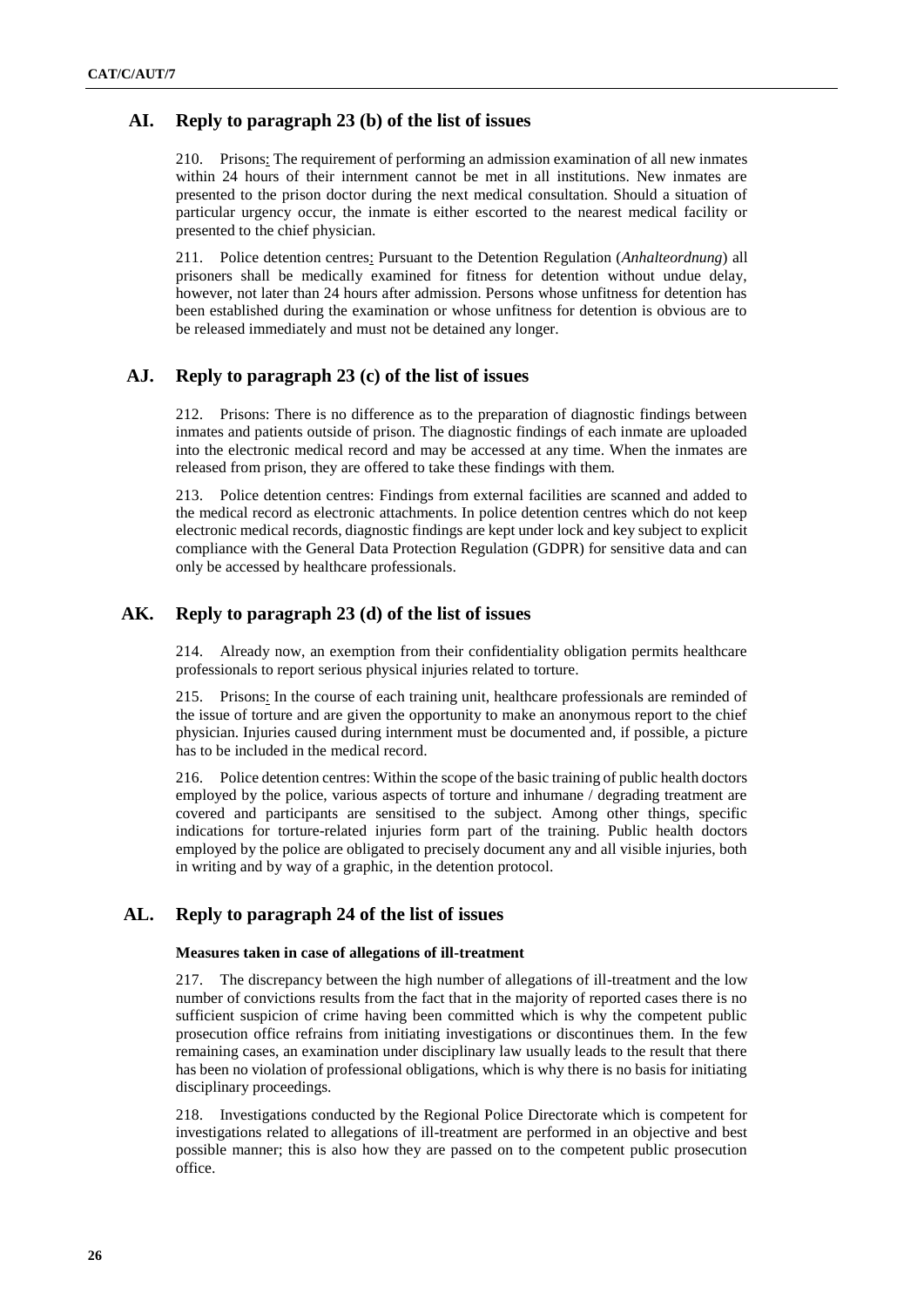## AI. Reply to paragraph 23 (b) of the list of issues

210. Prisons: The requirement of performing an admission examination of all new inmates within 24 hours of their internment cannot be met in all institutions. New inmates are presented to the prison doctor during the next medical consultation. Should a situation of particular urgency occur, the inmate is either escorted to the nearest medical facility or presented to the chief physician.

211. Police detention centres: Pursuant to the Detention Regulation (*Anhalteordnung*) all prisoners shall be medically examined for fitness for detention without undue delay, however, not later than 24 hours after admission. Persons whose unfitness for detention has been established during the examination or whose unfitness for detention is obvious are to be released immediately and must not be detained any longer.

## AJ. Reply to paragraph 23 (c) of the list of issues

212. Prisons: There is no difference as to the preparation of diagnostic findings between inmates and patients outside of prison. The diagnostic findings of each inmate are uploaded into the electronic medical record and may be accessed at any time. When the inmates are released from prison, they are offered to take these findings with them.

213. Police detention centres: Findings from external facilities are scanned and added to the medical record as electronic attachments. In police detention centres which do not keep electronic medical records, diagnostic findings are kept under lock and key subject to explicit compliance with the General Data Protection Regulation (GDPR) for sensitive data and can only be accessed by healthcare professionals.

## AK. Reply to paragraph 23 (d) of the list of issues

214. Already now, an exemption from their confidentiality obligation permits healthcare professionals to report serious physical injuries related to torture.

215. Prisons: In the course of each training unit, healthcare professionals are reminded of the issue of torture and are given the opportunity to make an anonymous report to the chief physician. Injuries caused during internment must be documented and, if possible, a picture has to be included in the medical record.

216. Police detention centres: Within the scope of the basic training of public health doctors employed by the police, various aspects of torture and inhumane / degrading treatment are covered and participants are sensitised to the subject. Among other things, specific indications for torture-related injuries form part of the training. Public health doctors employed by the police are obligated to precisely document any and all visible injuries, both in writing and by way of a graphic, in the detention protocol.

## AL. Reply to paragraph 24 of the list of issues

#### Measures taken in case of allegations of ill-treatment

217. The discrepancy between the high number of allegations of ill-treatment and the low number of convictions results from the fact that in the majority of reported cases there is no sufficient suspicion of crime having been committed which is why the competent public prosecution office refrains from initiating investigations or discontinues them. In the few remaining cases, an examination under disciplinary law usually leads to the result that there has been no violation of professional obligations, which is why there is no basis for initiating disciplinary proceedings.

218. Investigations conducted by the Regional Police Directorate which is competent for investigations related to allegations of ill-treatment are performed in an objective and best possible manner; this is also how they are passed on to the competent public prosecution office.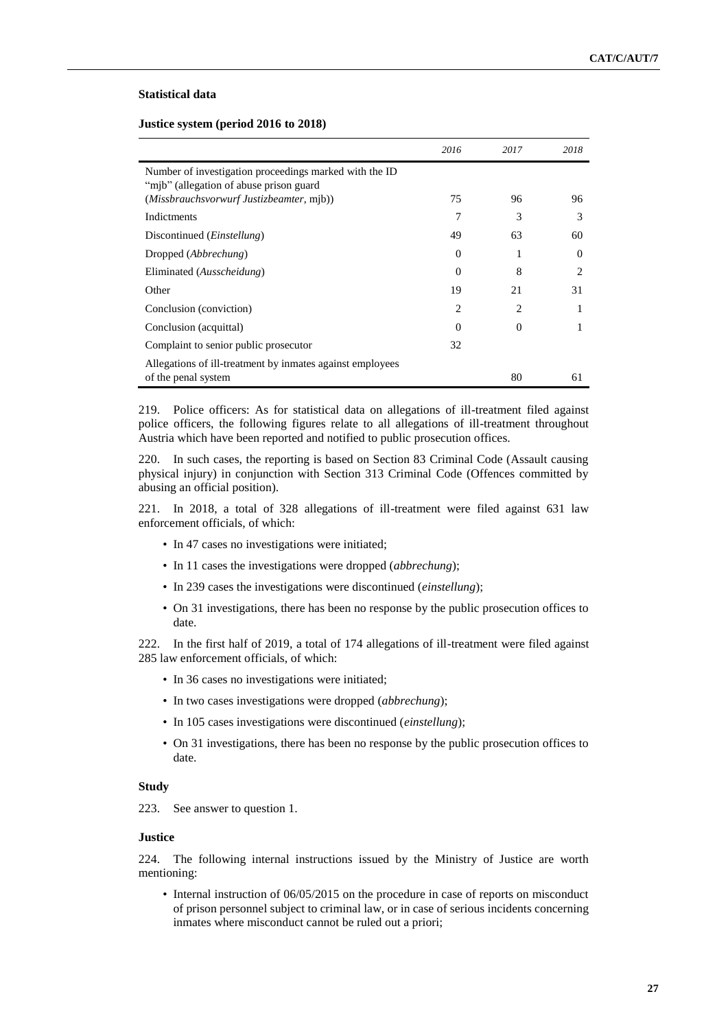**Statistical data**

**Justice system (period 2016 to 2018)**

| | *2016* | *2017* | *2018* |
|---|---|---|---|
| Number of investigation proceedings marked with the ID "mjb" (allegation of abuse prison guard (*Missbrauchsvorwurf Justizbeamter*, mjb)) | 75 | 96 | 96 |
| Indictments | 7 | 3 | 3 |
| Discontinued (*Einstellung*) | 49 | 63 | 60 |
| Dropped (*Abbrechung*) | 0 | 1 | 0 |
| Eliminated (*Ausscheidung*) | 0 | 8 | 2 |
| Other | 19 | 21 | 31 |
| Conclusion (conviction) | 2 | 2 | 1 |
| Conclusion (acquittal) | 0 | 0 | 1 |
| Complaint to senior public prosecutor | 32 | | |
| Allegations of ill-treatment by inmates against employees of the penal system | | 80 | 61 |

219. Police officers: As for statistical data on allegations of ill-treatment filed against police officers, the following figures relate to all allegations of ill-treatment throughout Austria which have been reported and notified to public prosecution offices.

220. In such cases, the reporting is based on Section 83 Criminal Code (Assault causing physical injury) in conjunction with Section 313 Criminal Code (Offences committed by abusing an official position).

221. In 2018, a total of 328 allegations of ill-treatment were filed against 631 law enforcement officials, of which:

- In 47 cases no investigations were initiated;
- In 11 cases the investigations were dropped (*abbrechung*);
- In 239 cases the investigations were discontinued (*einstellung*);
- On 31 investigations, there has been no response by the public prosecution offices to date.

222. In the first half of 2019, a total of 174 allegations of ill-treatment were filed against 285 law enforcement officials, of which:

- In 36 cases no investigations were initiated;
- In two cases investigations were dropped (*abbrechung*);
- In 105 cases investigations were discontinued (*einstellung*);
- On 31 investigations, there has been no response by the public prosecution offices to date.

**Study**

223. See answer to question 1.

**Justice**

224. The following internal instructions issued by the Ministry of Justice are worth mentioning:

- Internal instruction of 06/05/2015 on the procedure in case of reports on misconduct of prison personnel subject to criminal law, or in case of serious incidents concerning inmates where misconduct cannot be ruled out a priori;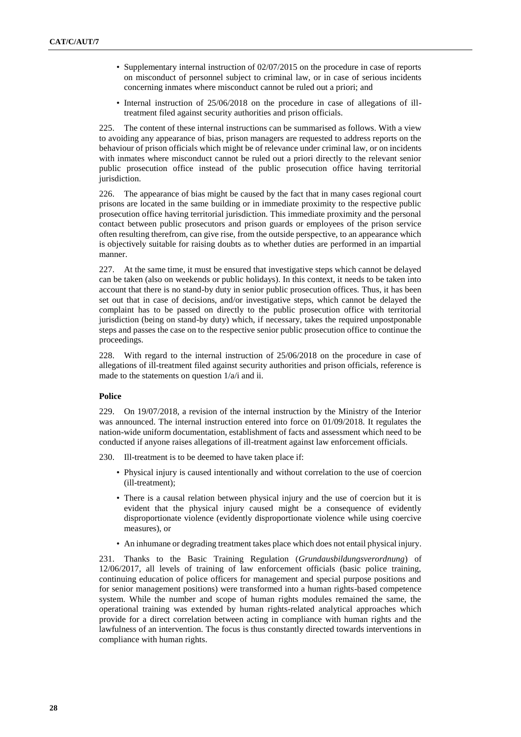- Supplementary internal instruction of 02/07/2015 on the procedure in case of reports on misconduct of personnel subject to criminal law, or in case of serious incidents concerning inmates where misconduct cannot be ruled out a priori; and
- Internal instruction of 25/06/2018 on the procedure in case of allegations of ill-treatment filed against security authorities and prison officials.

225. The content of these internal instructions can be summarised as follows. With a view to avoiding any appearance of bias, prison managers are requested to address reports on the behaviour of prison officials which might be of relevance under criminal law, or on incidents with inmates where misconduct cannot be ruled out a priori directly to the relevant senior public prosecution office instead of the public prosecution office having territorial jurisdiction.

226. The appearance of bias might be caused by the fact that in many cases regional court prisons are located in the same building or in immediate proximity to the respective public prosecution office having territorial jurisdiction. This immediate proximity and the personal contact between public prosecutors and prison guards or employees of the prison service often resulting therefrom, can give rise, from the outside perspective, to an appearance which is objectively suitable for raising doubts as to whether duties are performed in an impartial manner.

227. At the same time, it must be ensured that investigative steps which cannot be delayed can be taken (also on weekends or public holidays). In this context, it needs to be taken into account that there is no stand-by duty in senior public prosecution offices. Thus, it has been set out that in case of decisions, and/or investigative steps, which cannot be delayed the complaint has to be passed on directly to the public prosecution office with territorial jurisdiction (being on stand-by duty) which, if necessary, takes the required unpostponable steps and passes the case on to the respective senior public prosecution office to continue the proceedings.

228. With regard to the internal instruction of 25/06/2018 on the procedure in case of allegations of ill-treatment filed against security authorities and prison officials, reference is made to the statements on question 1/a/i and ii.

**Police**

229. On 19/07/2018, a revision of the internal instruction by the Ministry of the Interior was announced. The internal instruction entered into force on 01/09/2018. It regulates the nation-wide uniform documentation, establishment of facts and assessment which need to be conducted if anyone raises allegations of ill-treatment against law enforcement officials.

230. Ill-treatment is to be deemed to have taken place if:

- Physical injury is caused intentionally and without correlation to the use of coercion (ill-treatment);
- There is a causal relation between physical injury and the use of coercion but it is evident that the physical injury caused might be a consequence of evidently disproportionate violence (evidently disproportionate violence while using coercive measures), or
- An inhumane or degrading treatment takes place which does not entail physical injury.

231. Thanks to the Basic Training Regulation (*Grundausbildungsverordnung*) of 12/06/2017, all levels of training of law enforcement officials (basic police training, continuing education of police officers for management and special purpose positions and for senior management positions) were transformed into a human rights-based competence system. While the number and scope of human rights modules remained the same, the operational training was extended by human rights-related analytical approaches which provide for a direct correlation between acting in compliance with human rights and the lawfulness of an intervention. The focus is thus constantly directed towards interventions in compliance with human rights.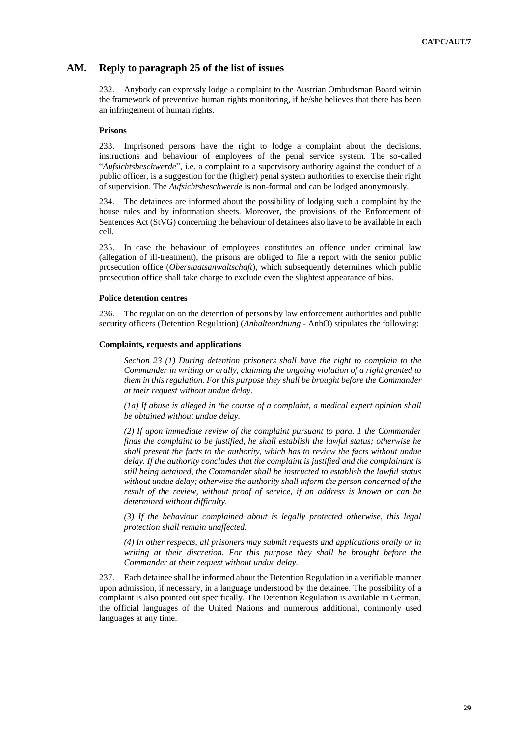## AM. Reply to paragraph 25 of the list of issues

232. Anybody can expressly lodge a complaint to the Austrian Ombudsman Board within the framework of preventive human rights monitoring, if he/she believes that there has been an infringement of human rights.

### Prisons

233. Imprisoned persons have the right to lodge a complaint about the decisions, instructions and behaviour of employees of the penal service system. The so-called "*Aufsichtsbeschwerde*", i.e. a complaint to a supervisory authority against the conduct of a public officer, is a suggestion for the (higher) penal system authorities to exercise their right of supervision. The *Aufsichtsbeschwerde* is non-formal and can be lodged anonymously.

234. The detainees are informed about the possibility of lodging such a complaint by the house rules and by information sheets. Moreover, the provisions of the Enforcement of Sentences Act (StVG) concerning the behaviour of detainees also have to be available in each cell.

235. In case the behaviour of employees constitutes an offence under criminal law (allegation of ill-treatment), the prisons are obliged to file a report with the senior public prosecution office (*Oberstaatsanwaltschaft*), which subsequently determines which public prosecution office shall take charge to exclude even the slightest appearance of bias.

### Police detention centres

236. The regulation on the detention of persons by law enforcement authorities and public security officers (Detention Regulation) (*Anhalteordnung* - AnhO) stipulates the following:

### Complaints, requests and applications

*Section 23 (1) During detention prisoners shall have the right to complain to the Commander in writing or orally, claiming the ongoing violation of a right granted to them in this regulation. For this purpose they shall be brought before the Commander at their request without undue delay.*

*(1a) If abuse is alleged in the course of a complaint, a medical expert opinion shall be obtained without undue delay.*

*(2) If upon immediate review of the complaint pursuant to para. 1 the Commander finds the complaint to be justified, he shall establish the lawful status; otherwise he shall present the facts to the authority, which has to review the facts without undue delay. If the authority concludes that the complaint is justified and the complainant is still being detained, the Commander shall be instructed to establish the lawful status without undue delay; otherwise the authority shall inform the person concerned of the result of the review, without proof of service, if an address is known or can be determined without difficulty.*

*(3) If the behaviour complained about is legally protected otherwise, this legal protection shall remain unaffected.*

*(4) In other respects, all prisoners may submit requests and applications orally or in writing at their discretion. For this purpose they shall be brought before the Commander at their request without undue delay.*

237. Each detainee shall be informed about the Detention Regulation in a verifiable manner upon admission, if necessary, in a language understood by the detainee. The possibility of a complaint is also pointed out specifically. The Detention Regulation is available in German, the official languages of the United Nations and numerous additional, commonly used languages at any time.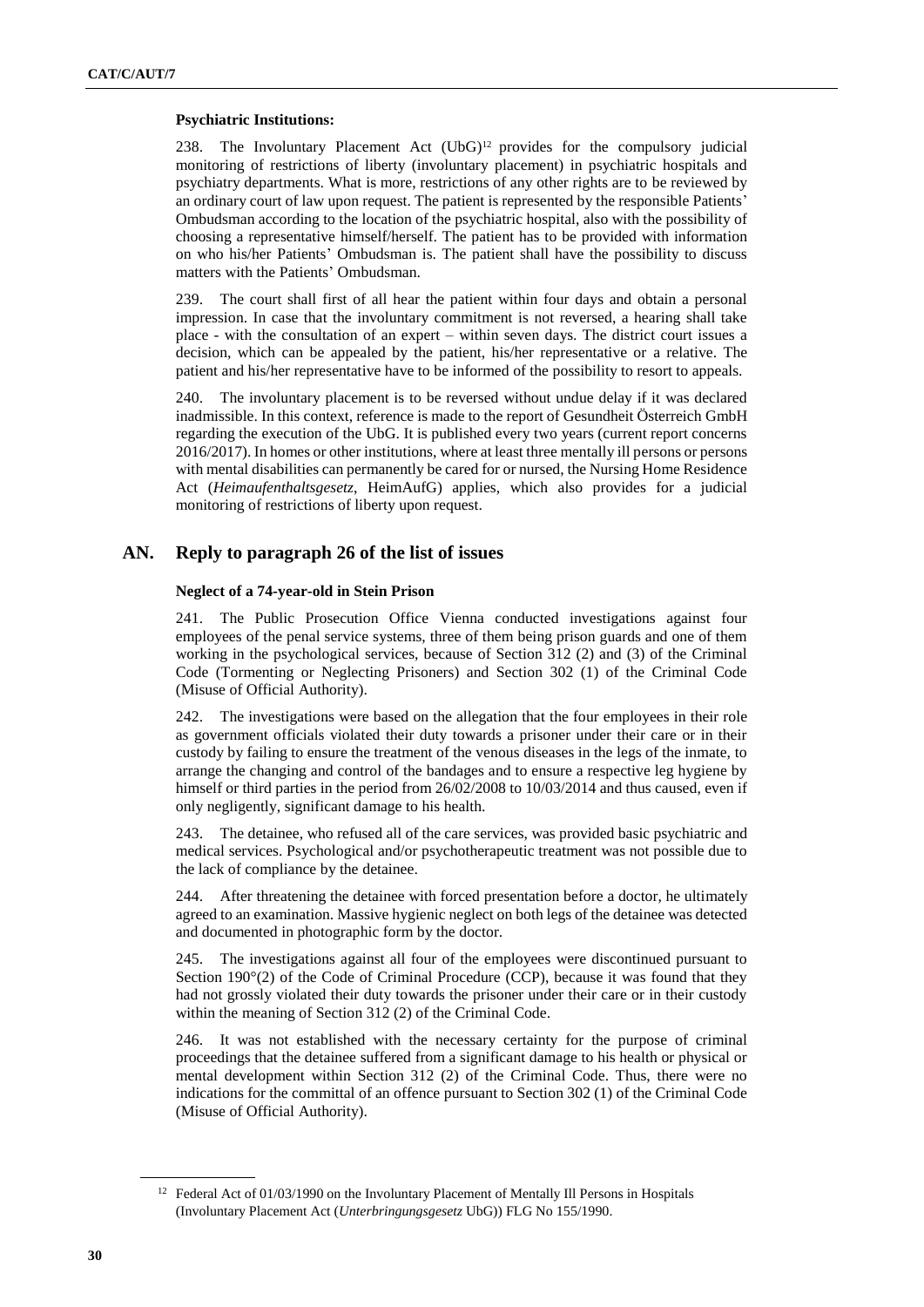**Psychiatric Institutions:**

238. The Involuntary Placement Act (UbG)[12] provides for the compulsory judicial monitoring of restrictions of liberty (involuntary placement) in psychiatric hospitals and psychiatry departments. What is more, restrictions of any other rights are to be reviewed by an ordinary court of law upon request. The patient is represented by the responsible Patients' Ombudsman according to the location of the psychiatric hospital, also with the possibility of choosing a representative himself/herself. The patient has to be provided with information on who his/her Patients' Ombudsman is. The patient shall have the possibility to discuss matters with the Patients' Ombudsman.

239. The court shall first of all hear the patient within four days and obtain a personal impression. In case that the involuntary commitment is not reversed, a hearing shall take place - with the consultation of an expert – within seven days. The district court issues a decision, which can be appealed by the patient, his/her representative or a relative. The patient and his/her representative have to be informed of the possibility to resort to appeals.

240. The involuntary placement is to be reversed without undue delay if it was declared inadmissible. In this context, reference is made to the report of Gesundheit Österreich GmbH regarding the execution of the UbG. It is published every two years (current report concerns 2016/2017). In homes or other institutions, where at least three mentally ill persons or persons with mental disabilities can permanently be cared for or nursed, the Nursing Home Residence Act (*Heimaufenthaltsgesetz*, HeimAufG) applies, which also provides for a judicial monitoring of restrictions of liberty upon request.

## AN. Reply to paragraph 26 of the list of issues

**Neglect of a 74-year-old in Stein Prison**

241. The Public Prosecution Office Vienna conducted investigations against four employees of the penal service systems, three of them being prison guards and one of them working in the psychological services, because of Section 312 (2) and (3) of the Criminal Code (Tormenting or Neglecting Prisoners) and Section 302 (1) of the Criminal Code (Misuse of Official Authority).

242. The investigations were based on the allegation that the four employees in their role as government officials violated their duty towards a prisoner under their care or in their custody by failing to ensure the treatment of the venous diseases in the legs of the inmate, to arrange the changing and control of the bandages and to ensure a respective leg hygiene by himself or third parties in the period from 26/02/2008 to 10/03/2014 and thus caused, even if only negligently, significant damage to his health.

243. The detainee, who refused all of the care services, was provided basic psychiatric and medical services. Psychological and/or psychotherapeutic treatment was not possible due to the lack of compliance by the detainee.

244. After threatening the detainee with forced presentation before a doctor, he ultimately agreed to an examination. Massive hygienic neglect on both legs of the detainee was detected and documented in photographic form by the doctor.

245. The investigations against all four of the employees were discontinued pursuant to Section 190°(2) of the Code of Criminal Procedure (CCP), because it was found that they had not grossly violated their duty towards the prisoner under their care or in their custody within the meaning of Section 312 (2) of the Criminal Code.

246. It was not established with the necessary certainty for the purpose of criminal proceedings that the detainee suffered from a significant damage to his health or physical or mental development within Section 312 (2) of the Criminal Code. Thus, there were no indications for the committal of an offence pursuant to Section 302 (1) of the Criminal Code (Misuse of Official Authority).

[12] Federal Act of 01/03/1990 on the Involuntary Placement of Mentally Ill Persons in Hospitals (Involuntary Placement Act (*Unterbringungsgesetz* UbG)) FLG No 155/1990.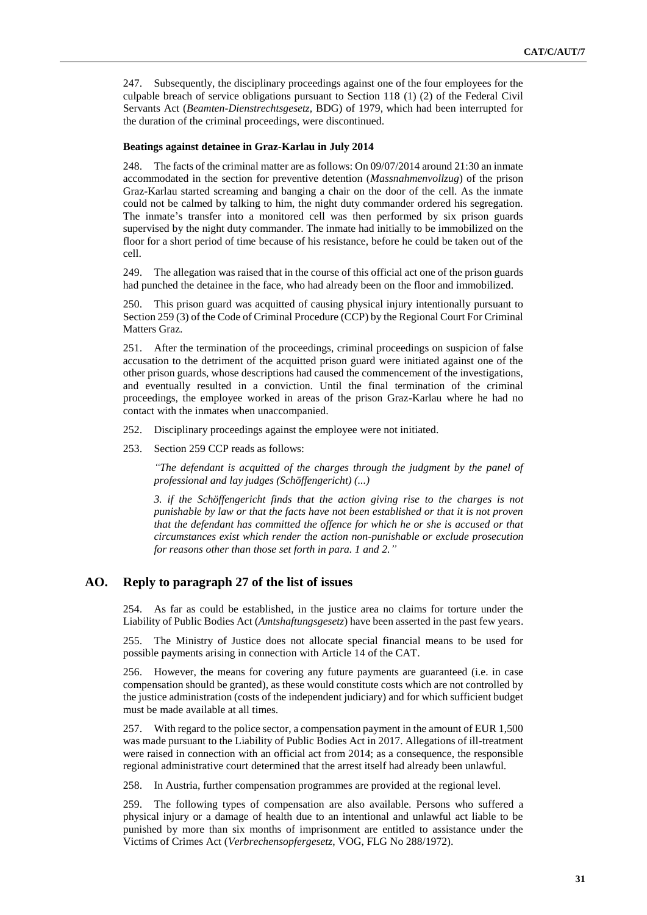247. Subsequently, the disciplinary proceedings against one of the four employees for the culpable breach of service obligations pursuant to Section 118 (1) (2) of the Federal Civil Servants Act (*Beamten-Dienstrechtsgesetz,* BDG) of 1979, which had been interrupted for the duration of the criminal proceedings, were discontinued.

**Beatings against detainee in Graz-Karlau in July 2014**

248. The facts of the criminal matter are as follows: On 09/07/2014 around 21:30 an inmate accommodated in the section for preventive detention (*Massnahmenvollzug*) of the prison Graz-Karlau started screaming and banging a chair on the door of the cell. As the inmate could not be calmed by talking to him, the night duty commander ordered his segregation. The inmate's transfer into a monitored cell was then performed by six prison guards supervised by the night duty commander. The inmate had initially to be immobilized on the floor for a short period of time because of his resistance, before he could be taken out of the cell.

249. The allegation was raised that in the course of this official act one of the prison guards had punched the detainee in the face, who had already been on the floor and immobilized.

250. This prison guard was acquitted of causing physical injury intentionally pursuant to Section 259 (3) of the Code of Criminal Procedure (CCP) by the Regional Court For Criminal Matters Graz.

251. After the termination of the proceedings, criminal proceedings on suspicion of false accusation to the detriment of the acquitted prison guard were initiated against one of the other prison guards, whose descriptions had caused the commencement of the investigations, and eventually resulted in a conviction. Until the final termination of the criminal proceedings, the employee worked in areas of the prison Graz-Karlau where he had no contact with the inmates when unaccompanied.

252. Disciplinary proceedings against the employee were not initiated.

253. Section 259 CCP reads as follows:

> *"The defendant is acquitted of the charges through the judgment by the panel of professional and lay judges (Schöffengericht) (...)*
>
> *3. if the Schöffengericht finds that the action giving rise to the charges is not punishable by law or that the facts have not been established or that it is not proven that the defendant has committed the offence for which he or she is accused or that circumstances exist which render the action non-punishable or exclude prosecution for reasons other than those set forth in para. 1 and 2."*

## AO. Reply to paragraph 27 of the list of issues

254. As far as could be established, in the justice area no claims for torture under the Liability of Public Bodies Act (*Amtshaftungsgesetz*) have been asserted in the past few years.

255. The Ministry of Justice does not allocate special financial means to be used for possible payments arising in connection with Article 14 of the CAT.

256. However, the means for covering any future payments are guaranteed (i.e. in case compensation should be granted), as these would constitute costs which are not controlled by the justice administration (costs of the independent judiciary) and for which sufficient budget must be made available at all times.

257. With regard to the police sector, a compensation payment in the amount of EUR 1,500 was made pursuant to the Liability of Public Bodies Act in 2017. Allegations of ill-treatment were raised in connection with an official act from 2014; as a consequence, the responsible regional administrative court determined that the arrest itself had already been unlawful.

258. In Austria, further compensation programmes are provided at the regional level.

259. The following types of compensation are also available. Persons who suffered a physical injury or a damage of health due to an intentional and unlawful act liable to be punished by more than six months of imprisonment are entitled to assistance under the Victims of Crimes Act (*Verbrechensopfergesetz*, VOG, FLG No 288/1972).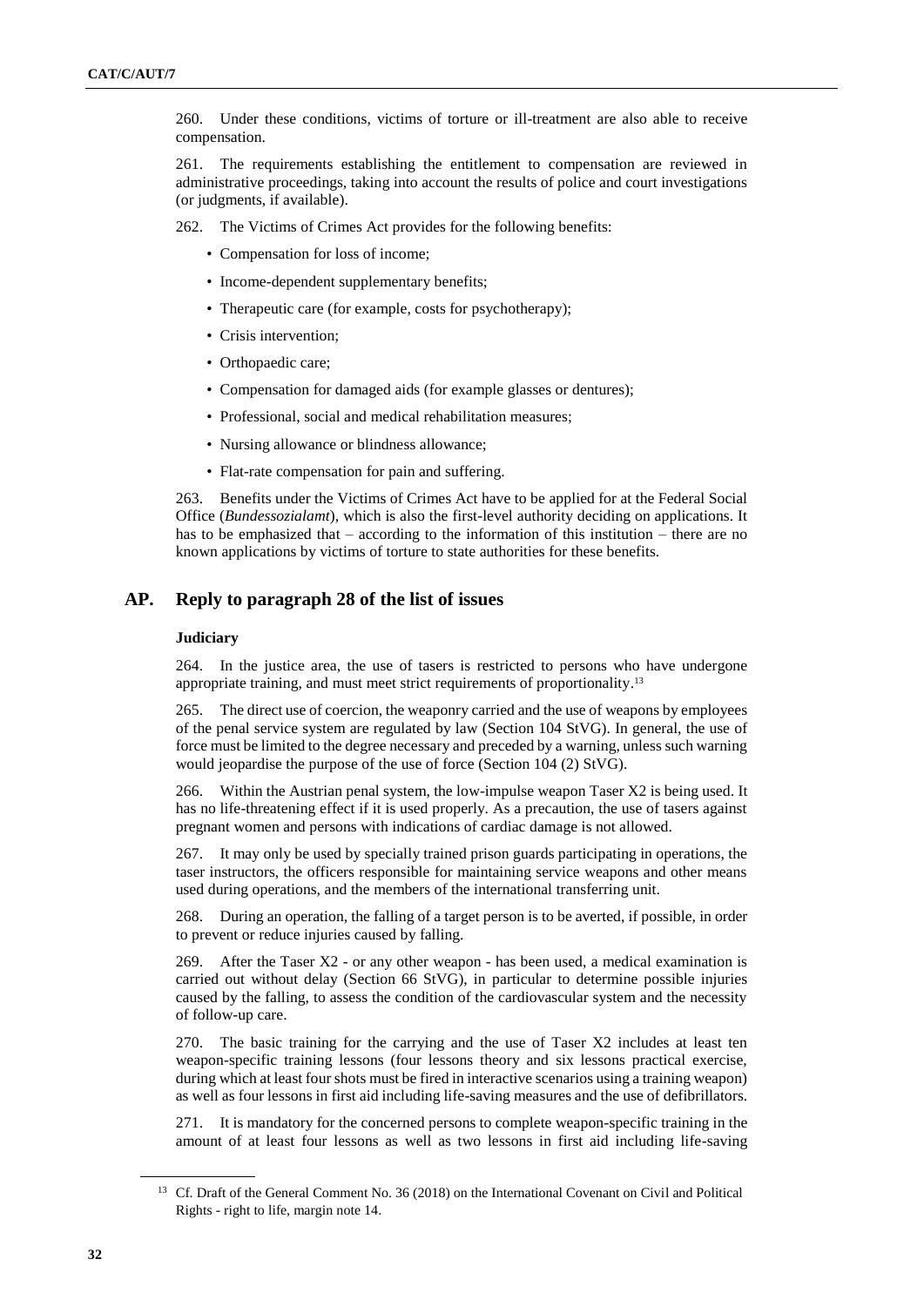260. Under these conditions, victims of torture or ill-treatment are also able to receive compensation.

261. The requirements establishing the entitlement to compensation are reviewed in administrative proceedings, taking into account the results of police and court investigations (or judgments, if available).

262. The Victims of Crimes Act provides for the following benefits:

- Compensation for loss of income;
- Income-dependent supplementary benefits;
- Therapeutic care (for example, costs for psychotherapy);
- Crisis intervention;
- Orthopaedic care;
- Compensation for damaged aids (for example glasses or dentures);
- Professional, social and medical rehabilitation measures;
- Nursing allowance or blindness allowance;
- Flat-rate compensation for pain and suffering.

263. Benefits under the Victims of Crimes Act have to be applied for at the Federal Social Office (*Bundessozialamt*), which is also the first-level authority deciding on applications. It has to be emphasized that – according to the information of this institution – there are no known applications by victims of torture to state authorities for these benefits.

## AP. Reply to paragraph 28 of the list of issues

### Judiciary

264. In the justice area, the use of tasers is restricted to persons who have undergone appropriate training, and must meet strict requirements of proportionality.[13]

265. The direct use of coercion, the weaponry carried and the use of weapons by employees of the penal service system are regulated by law (Section 104 StVG). In general, the use of force must be limited to the degree necessary and preceded by a warning, unless such warning would jeopardise the purpose of the use of force (Section 104 (2) StVG).

266. Within the Austrian penal system, the low-impulse weapon Taser X2 is being used. It has no life-threatening effect if it is used properly. As a precaution, the use of tasers against pregnant women and persons with indications of cardiac damage is not allowed.

267. It may only be used by specially trained prison guards participating in operations, the taser instructors, the officers responsible for maintaining service weapons and other means used during operations, and the members of the international transferring unit.

268. During an operation, the falling of a target person is to be averted, if possible, in order to prevent or reduce injuries caused by falling.

269. After the Taser X2 - or any other weapon - has been used, a medical examination is carried out without delay (Section 66 StVG), in particular to determine possible injuries caused by the falling, to assess the condition of the cardiovascular system and the necessity of follow-up care.

270. The basic training for the carrying and the use of Taser X2 includes at least ten weapon-specific training lessons (four lessons theory and six lessons practical exercise, during which at least four shots must be fired in interactive scenarios using a training weapon) as well as four lessons in first aid including life-saving measures and the use of defibrillators.

271. It is mandatory for the concerned persons to complete weapon-specific training in the amount of at least four lessons as well as two lessons in first aid including life-saving

[13] Cf. Draft of the General Comment No. 36 (2018) on the International Covenant on Civil and Political Rights - right to life, margin note 14.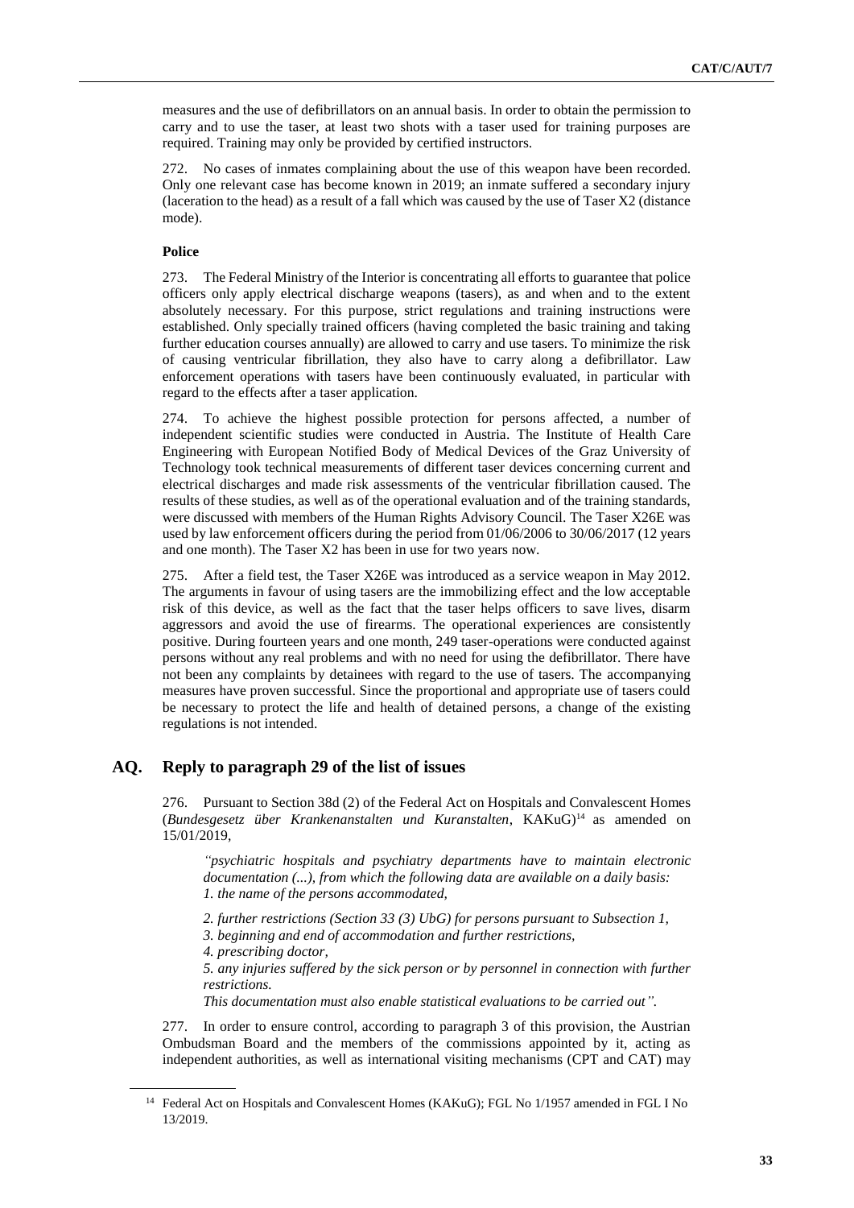measures and the use of defibrillators on an annual basis. In order to obtain the permission to carry and to use the taser, at least two shots with a taser used for training purposes are required. Training may only be provided by certified instructors.

272. No cases of inmates complaining about the use of this weapon have been recorded. Only one relevant case has become known in 2019; an inmate suffered a secondary injury (laceration to the head) as a result of a fall which was caused by the use of Taser X2 (distance mode).

**Police**

273. The Federal Ministry of the Interior is concentrating all efforts to guarantee that police officers only apply electrical discharge weapons (tasers), as and when and to the extent absolutely necessary. For this purpose, strict regulations and training instructions were established. Only specially trained officers (having completed the basic training and taking further education courses annually) are allowed to carry and use tasers. To minimize the risk of causing ventricular fibrillation, they also have to carry along a defibrillator. Law enforcement operations with tasers have been continuously evaluated, in particular with regard to the effects after a taser application.

274. To achieve the highest possible protection for persons affected, a number of independent scientific studies were conducted in Austria. The Institute of Health Care Engineering with European Notified Body of Medical Devices of the Graz University of Technology took technical measurements of different taser devices concerning current and electrical discharges and made risk assessments of the ventricular fibrillation caused. The results of these studies, as well as of the operational evaluation and of the training standards, were discussed with members of the Human Rights Advisory Council. The Taser X26E was used by law enforcement officers during the period from 01/06/2006 to 30/06/2017 (12 years and one month). The Taser X2 has been in use for two years now.

275. After a field test, the Taser X26E was introduced as a service weapon in May 2012. The arguments in favour of using tasers are the immobilizing effect and the low acceptable risk of this device, as well as the fact that the taser helps officers to save lives, disarm aggressors and avoid the use of firearms. The operational experiences are consistently positive. During fourteen years and one month, 249 taser-operations were conducted against persons without any real problems and with no need for using the defibrillator. There have not been any complaints by detainees with regard to the use of tasers. The accompanying measures have proven successful. Since the proportional and appropriate use of tasers could be necessary to protect the life and health of detained persons, a change of the existing regulations is not intended.

## AQ. Reply to paragraph 29 of the list of issues

276. Pursuant to Section 38d (2) of the Federal Act on Hospitals and Convalescent Homes (*Bundesgesetz über Krankenanstalten und Kuranstalten*, KAKuG)[14] as amended on 15/01/2019,

> *"psychiatric hospitals and psychiatry departments have to maintain electronic documentation (...), from which the following data are available on a daily basis:*
> *1. the name of the persons accommodated,*
>
> *2. further restrictions (Section 33 (3) UbG) for persons pursuant to Subsection 1,*
> *3. beginning and end of accommodation and further restrictions,*
> *4. prescribing doctor,*
> *5. any injuries suffered by the sick person or by personnel in connection with further restrictions.*
> *This documentation must also enable statistical evaluations to be carried out".*

277. In order to ensure control, according to paragraph 3 of this provision, the Austrian Ombudsman Board and the members of the commissions appointed by it, acting as independent authorities, as well as international visiting mechanisms (CPT and CAT) may

---

[14] Federal Act on Hospitals and Convalescent Homes (KAKuG); FGL No 1/1957 amended in FGL I No 13/2019.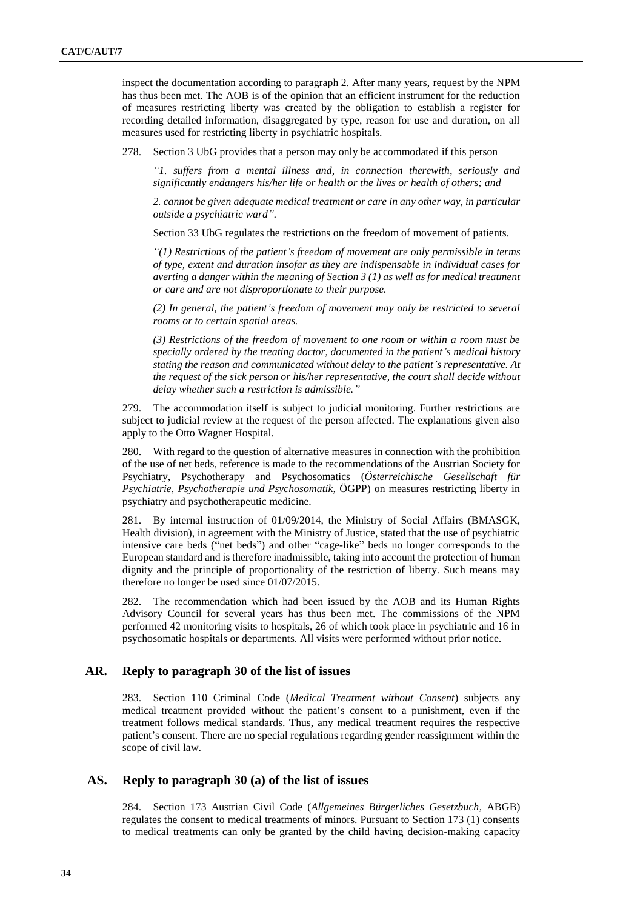inspect the documentation according to paragraph 2. After many years, request by the NPM has thus been met. The AOB is of the opinion that an efficient instrument for the reduction of measures restricting liberty was created by the obligation to establish a register for recording detailed information, disaggregated by type, reason for use and duration, on all measures used for restricting liberty in psychiatric hospitals.

278. Section 3 UbG provides that a person may only be accommodated if this person

> *"1. suffers from a mental illness and, in connection therewith, seriously and significantly endangers his/her life or health or the lives or health of others; and*
>
> *2. cannot be given adequate medical treatment or care in any other way, in particular outside a psychiatric ward".*

Section 33 UbG regulates the restrictions on the freedom of movement of patients.

> *"(1) Restrictions of the patient's freedom of movement are only permissible in terms of type, extent and duration insofar as they are indispensable in individual cases for averting a danger within the meaning of Section 3 (1) as well as for medical treatment or care and are not disproportionate to their purpose.*
>
> *(2) In general, the patient's freedom of movement may only be restricted to several rooms or to certain spatial areas.*
>
> *(3) Restrictions of the freedom of movement to one room or within a room must be specially ordered by the treating doctor, documented in the patient's medical history stating the reason and communicated without delay to the patient's representative. At the request of the sick person or his/her representative, the court shall decide without delay whether such a restriction is admissible."*

279. The accommodation itself is subject to judicial monitoring. Further restrictions are subject to judicial review at the request of the person affected. The explanations given also apply to the Otto Wagner Hospital.

280. With regard to the question of alternative measures in connection with the prohibition of the use of net beds, reference is made to the recommendations of the Austrian Society for Psychiatry, Psychotherapy and Psychosomatics (*Österreichische Gesellschaft für Psychiatrie, Psychotherapie und Psychosomatik*, ÖGPP) on measures restricting liberty in psychiatry and psychotherapeutic medicine.

281. By internal instruction of 01/09/2014, the Ministry of Social Affairs (BMASGK, Health division), in agreement with the Ministry of Justice, stated that the use of psychiatric intensive care beds ("net beds") and other "cage-like" beds no longer corresponds to the European standard and is therefore inadmissible, taking into account the protection of human dignity and the principle of proportionality of the restriction of liberty. Such means may therefore no longer be used since 01/07/2015.

282. The recommendation which had been issued by the AOB and its Human Rights Advisory Council for several years has thus been met. The commissions of the NPM performed 42 monitoring visits to hospitals, 26 of which took place in psychiatric and 16 in psychosomatic hospitals or departments. All visits were performed without prior notice.

## AR. Reply to paragraph 30 of the list of issues

283. Section 110 Criminal Code (*Medical Treatment without Consent*) subjects any medical treatment provided without the patient's consent to a punishment, even if the treatment follows medical standards. Thus, any medical treatment requires the respective patient's consent. There are no special regulations regarding gender reassignment within the scope of civil law.

## AS. Reply to paragraph 30 (a) of the list of issues

284. Section 173 Austrian Civil Code (*Allgemeines Bürgerliches Gesetzbuch*, ABGB) regulates the consent to medical treatments of minors. Pursuant to Section 173 (1) consents to medical treatments can only be granted by the child having decision-making capacity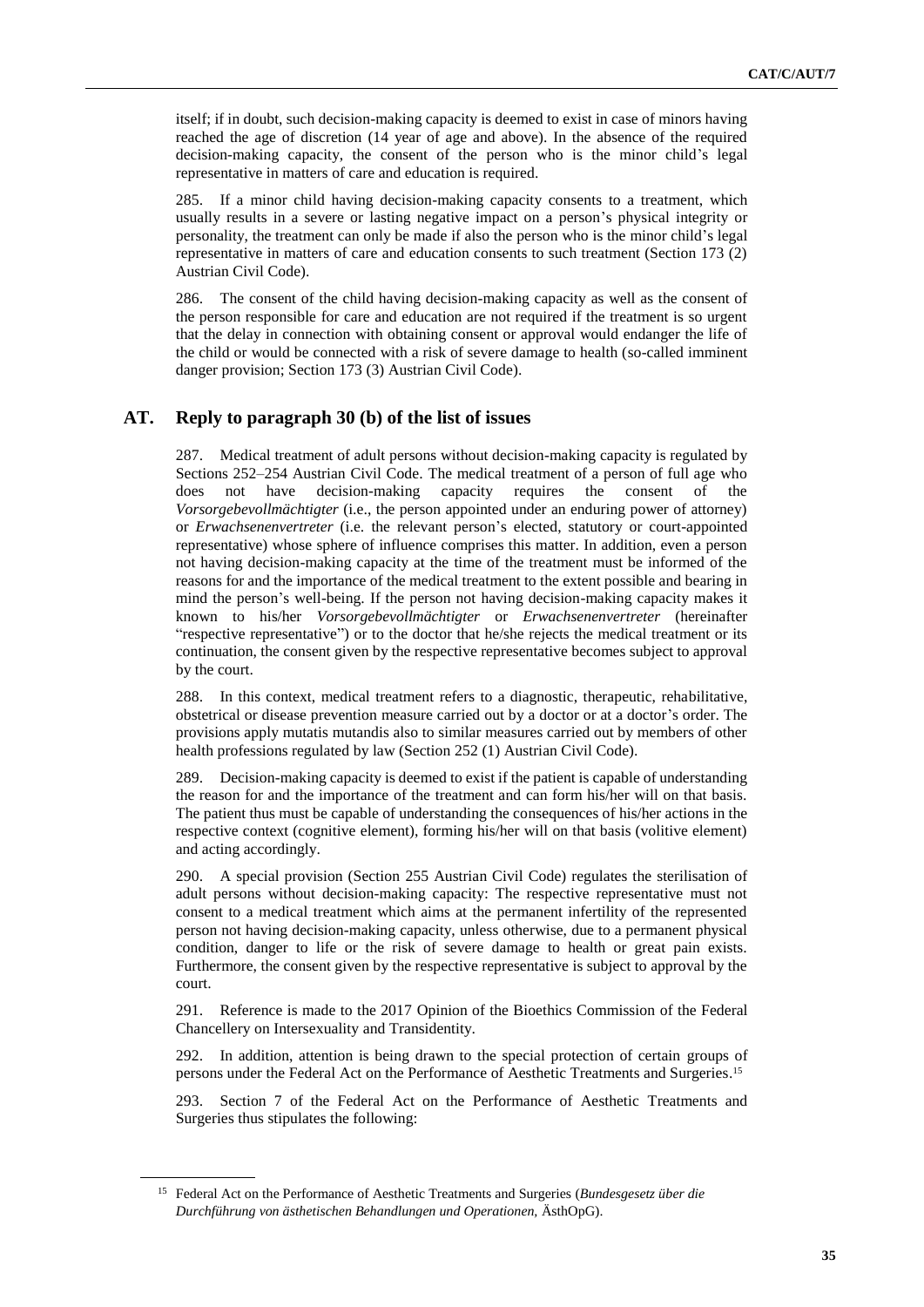itself; if in doubt, such decision-making capacity is deemed to exist in case of minors having reached the age of discretion (14 year of age and above). In the absence of the required decision-making capacity, the consent of the person who is the minor child's legal representative in matters of care and education is required.

285. If a minor child having decision-making capacity consents to a treatment, which usually results in a severe or lasting negative impact on a person's physical integrity or personality, the treatment can only be made if also the person who is the minor child's legal representative in matters of care and education consents to such treatment (Section 173 (2) Austrian Civil Code).

286. The consent of the child having decision-making capacity as well as the consent of the person responsible for care and education are not required if the treatment is so urgent that the delay in connection with obtaining consent or approval would endanger the life of the child or would be connected with a risk of severe damage to health (so-called imminent danger provision; Section 173 (3) Austrian Civil Code).

## AT. Reply to paragraph 30 (b) of the list of issues

287. Medical treatment of adult persons without decision-making capacity is regulated by Sections 252–254 Austrian Civil Code. The medical treatment of a person of full age who does not have decision-making capacity requires the consent of the *Vorsorgebevollmächtigter* (i.e., the person appointed under an enduring power of attorney) or *Erwachsenenvertreter* (i.e. the relevant person's elected, statutory or court-appointed representative) whose sphere of influence comprises this matter. In addition, even a person not having decision-making capacity at the time of the treatment must be informed of the reasons for and the importance of the medical treatment to the extent possible and bearing in mind the person's well-being. If the person not having decision-making capacity makes it known to his/her *Vorsorgebevollmächtigter* or *Erwachsenenvertreter* (hereinafter "respective representative") or to the doctor that he/she rejects the medical treatment or its continuation, the consent given by the respective representative becomes subject to approval by the court.

288. In this context, medical treatment refers to a diagnostic, therapeutic, rehabilitative, obstetrical or disease prevention measure carried out by a doctor or at a doctor's order. The provisions apply mutatis mutandis also to similar measures carried out by members of other health professions regulated by law (Section 252 (1) Austrian Civil Code).

289. Decision-making capacity is deemed to exist if the patient is capable of understanding the reason for and the importance of the treatment and can form his/her will on that basis. The patient thus must be capable of understanding the consequences of his/her actions in the respective context (cognitive element), forming his/her will on that basis (volitive element) and acting accordingly.

290. A special provision (Section 255 Austrian Civil Code) regulates the sterilisation of adult persons without decision-making capacity: The respective representative must not consent to a medical treatment which aims at the permanent infertility of the represented person not having decision-making capacity, unless otherwise, due to a permanent physical condition, danger to life or the risk of severe damage to health or great pain exists. Furthermore, the consent given by the respective representative is subject to approval by the court.

291. Reference is made to the 2017 Opinion of the Bioethics Commission of the Federal Chancellery on Intersexuality and Transidentity.

292. In addition, attention is being drawn to the special protection of certain groups of persons under the Federal Act on the Performance of Aesthetic Treatments and Surgeries.[15]

293. Section 7 of the Federal Act on the Performance of Aesthetic Treatments and Surgeries thus stipulates the following:

[15] Federal Act on the Performance of Aesthetic Treatments and Surgeries (*Bundesgesetz über die Durchführung von ästhetischen Behandlungen und Operationen,* ÄsthOpG).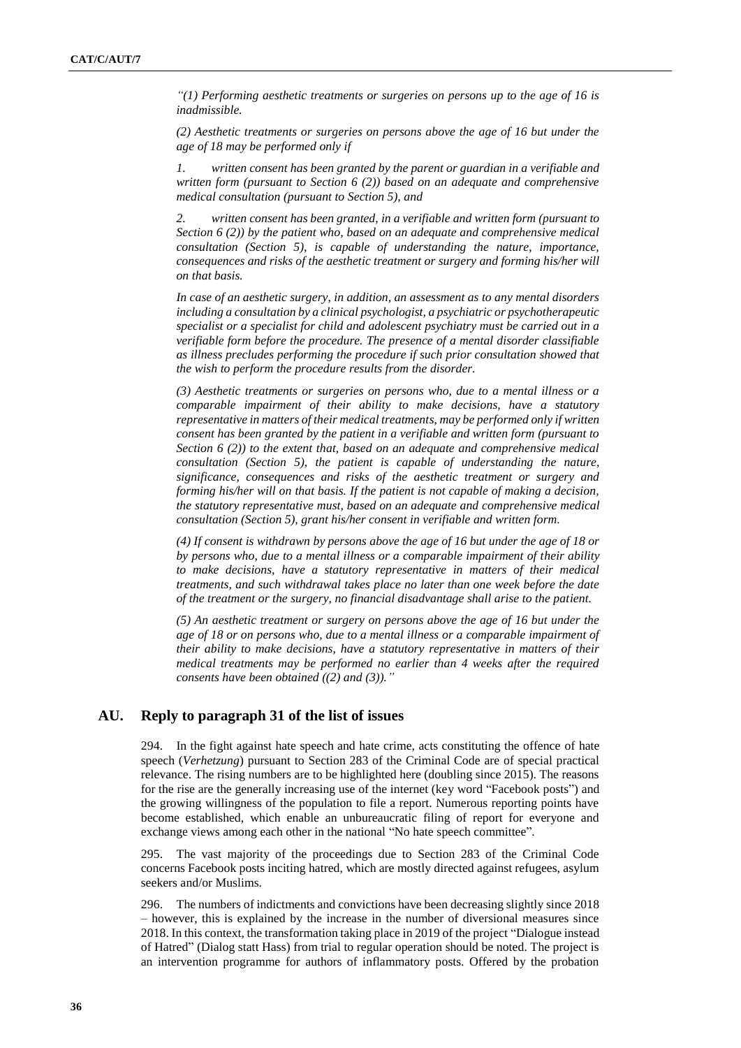*"(1) Performing aesthetic treatments or surgeries on persons up to the age of 16 is inadmissible.*

*(2) Aesthetic treatments or surgeries on persons above the age of 16 but under the age of 18 may be performed only if*

*1. written consent has been granted by the parent or guardian in a verifiable and written form (pursuant to Section 6 (2)) based on an adequate and comprehensive medical consultation (pursuant to Section 5), and*

*2. written consent has been granted, in a verifiable and written form (pursuant to Section 6 (2)) by the patient who, based on an adequate and comprehensive medical consultation (Section 5), is capable of understanding the nature, importance, consequences and risks of the aesthetic treatment or surgery and forming his/her will on that basis.*

*In case of an aesthetic surgery, in addition, an assessment as to any mental disorders including a consultation by a clinical psychologist, a psychiatric or psychotherapeutic specialist or a specialist for child and adolescent psychiatry must be carried out in a verifiable form before the procedure. The presence of a mental disorder classifiable as illness precludes performing the procedure if such prior consultation showed that the wish to perform the procedure results from the disorder.*

*(3) Aesthetic treatments or surgeries on persons who, due to a mental illness or a comparable impairment of their ability to make decisions, have a statutory representative in matters of their medical treatments, may be performed only if written consent has been granted by the patient in a verifiable and written form (pursuant to Section 6 (2)) to the extent that, based on an adequate and comprehensive medical consultation (Section 5), the patient is capable of understanding the nature, significance, consequences and risks of the aesthetic treatment or surgery and forming his/her will on that basis. If the patient is not capable of making a decision, the statutory representative must, based on an adequate and comprehensive medical consultation (Section 5), grant his/her consent in verifiable and written form.*

*(4) If consent is withdrawn by persons above the age of 16 but under the age of 18 or by persons who, due to a mental illness or a comparable impairment of their ability to make decisions, have a statutory representative in matters of their medical treatments, and such withdrawal takes place no later than one week before the date of the treatment or the surgery, no financial disadvantage shall arise to the patient.*

*(5) An aesthetic treatment or surgery on persons above the age of 16 but under the age of 18 or on persons who, due to a mental illness or a comparable impairment of their ability to make decisions, have a statutory representative in matters of their medical treatments may be performed no earlier than 4 weeks after the required consents have been obtained ((2) and (3))."*

## AU. Reply to paragraph 31 of the list of issues

294. In the fight against hate speech and hate crime, acts constituting the offence of hate speech (*Verhetzung*) pursuant to Section 283 of the Criminal Code are of special practical relevance. The rising numbers are to be highlighted here (doubling since 2015). The reasons for the rise are the generally increasing use of the internet (key word "Facebook posts") and the growing willingness of the population to file a report. Numerous reporting points have become established, which enable an unbureaucratic filing of report for everyone and exchange views among each other in the national "No hate speech committee".

295. The vast majority of the proceedings due to Section 283 of the Criminal Code concerns Facebook posts inciting hatred, which are mostly directed against refugees, asylum seekers and/or Muslims.

296. The numbers of indictments and convictions have been decreasing slightly since 2018 – however, this is explained by the increase in the number of diversional measures since 2018. In this context, the transformation taking place in 2019 of the project "Dialogue instead of Hatred" (Dialog statt Hass) from trial to regular operation should be noted. The project is an intervention programme for authors of inflammatory posts. Offered by the probation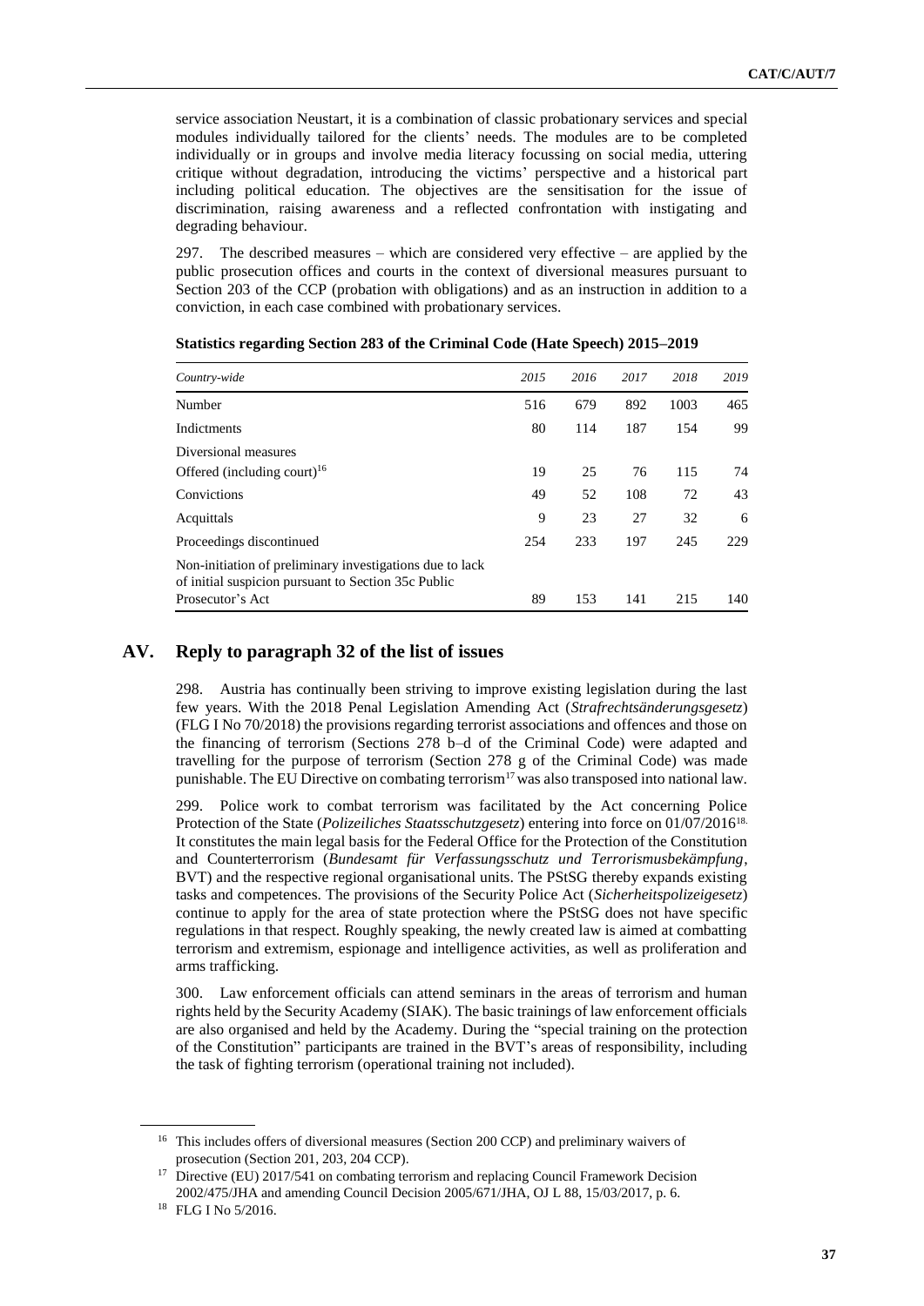service association Neustart, it is a combination of classic probationary services and special modules individually tailored for the clients' needs. The modules are to be completed individually or in groups and involve media literacy focussing on social media, uttering critique without degradation, introducing the victims' perspective and a historical part including political education. The objectives are the sensitisation for the issue of discrimination, raising awareness and a reflected confrontation with instigating and degrading behaviour.

297. The described measures – which are considered very effective – are applied by the public prosecution offices and courts in the context of diversional measures pursuant to Section 203 of the CCP (probation with obligations) and as an instruction in addition to a conviction, in each case combined with probationary services.

**Statistics regarding Section 283 of the Criminal Code (Hate Speech) 2015–2019**

| *Country-wide* | *2015* | *2016* | *2017* | *2018* | *2019* |
|---|---|---|---|---|---|
| Number | 516 | 679 | 892 | 1003 | 465 |
| Indictments | 80 | 114 | 187 | 154 | 99 |
| Diversional measures Offered (including court)[16] | 19 | 25 | 76 | 115 | 74 |
| Convictions | 49 | 52 | 108 | 72 | 43 |
| Acquittals | 9 | 23 | 27 | 32 | 6 |
| Proceedings discontinued | 254 | 233 | 197 | 245 | 229 |
| Non-initiation of preliminary investigations due to lack of initial suspicion pursuant to Section 35c Public Prosecutor's Act | 89 | 153 | 141 | 215 | 140 |

## AV. Reply to paragraph 32 of the list of issues

298. Austria has continually been striving to improve existing legislation during the last few years. With the 2018 Penal Legislation Amending Act (*Strafrechtsänderungsgesetz*) (FLG I No 70/2018) the provisions regarding terrorist associations and offences and those on the financing of terrorism (Sections 278 b–d of the Criminal Code) were adapted and travelling for the purpose of terrorism (Section 278 g of the Criminal Code) was made punishable. The EU Directive on combating terrorism[17] was also transposed into national law.

299. Police work to combat terrorism was facilitated by the Act concerning Police Protection of the State (*Polizeiliches Staatsschutzgesetz*) entering into force on 01/07/2016[18]. It constitutes the main legal basis for the Federal Office for the Protection of the Constitution and Counterterrorism (*Bundesamt für Verfassungsschutz und Terrorismusbekämpfung*, BVT) and the respective regional organisational units. The PStSG thereby expands existing tasks and competences. The provisions of the Security Police Act (*Sicherheitspolizeigesetz*) continue to apply for the area of state protection where the PStSG does not have specific regulations in that respect. Roughly speaking, the newly created law is aimed at combatting terrorism and extremism, espionage and intelligence activities, as well as proliferation and arms trafficking.

300. Law enforcement officials can attend seminars in the areas of terrorism and human rights held by the Security Academy (SIAK). The basic trainings of law enforcement officials are also organised and held by the Academy. During the "special training on the protection of the Constitution" participants are trained in the BVT's areas of responsibility, including the task of fighting terrorism (operational training not included).

---

[16] This includes offers of diversional measures (Section 200 CCP) and preliminary waivers of prosecution (Section 201, 203, 204 CCP).

[17] Directive (EU) 2017/541 on combating terrorism and replacing Council Framework Decision 2002/475/JHA and amending Council Decision 2005/671/JHA, OJ L 88, 15/03/2017, p. 6.

[18] FLG I No 5/2016.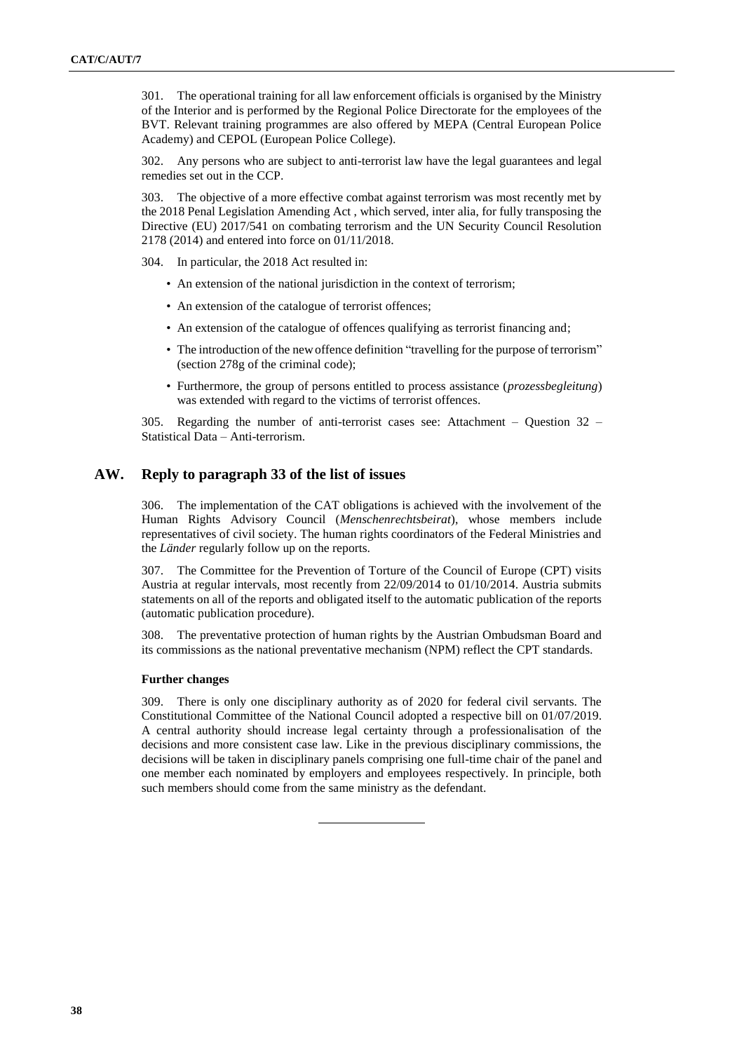301. The operational training for all law enforcement officials is organised by the Ministry of the Interior and is performed by the Regional Police Directorate for the employees of the BVT. Relevant training programmes are also offered by MEPA (Central European Police Academy) and CEPOL (European Police College).

302. Any persons who are subject to anti-terrorist law have the legal guarantees and legal remedies set out in the CCP.

303. The objective of a more effective combat against terrorism was most recently met by the 2018 Penal Legislation Amending Act , which served, inter alia, for fully transposing the Directive (EU) 2017/541 on combating terrorism and the UN Security Council Resolution 2178 (2014) and entered into force on 01/11/2018.

304. In particular, the 2018 Act resulted in:

- An extension of the national jurisdiction in the context of terrorism;
- An extension of the catalogue of terrorist offences;
- An extension of the catalogue of offences qualifying as terrorist financing and;
- The introduction of the new offence definition "travelling for the purpose of terrorism" (section 278g of the criminal code);
- Furthermore, the group of persons entitled to process assistance (*prozessbegleitung*) was extended with regard to the victims of terrorist offences.

305. Regarding the number of anti-terrorist cases see: Attachment – Question 32 – Statistical Data – Anti-terrorism.

## AW. Reply to paragraph 33 of the list of issues

306. The implementation of the CAT obligations is achieved with the involvement of the Human Rights Advisory Council (*Menschenrechtsbeirat*), whose members include representatives of civil society. The human rights coordinators of the Federal Ministries and the *Länder* regularly follow up on the reports.

307. The Committee for the Prevention of Torture of the Council of Europe (CPT) visits Austria at regular intervals, most recently from 22/09/2014 to 01/10/2014. Austria submits statements on all of the reports and obligated itself to the automatic publication of the reports (automatic publication procedure).

308. The preventative protection of human rights by the Austrian Ombudsman Board and its commissions as the national preventative mechanism (NPM) reflect the CPT standards.

### Further changes

309. There is only one disciplinary authority as of 2020 for federal civil servants. The Constitutional Committee of the National Council adopted a respective bill on 01/07/2019. A central authority should increase legal certainty through a professionalisation of the decisions and more consistent case law. Like in the previous disciplinary commissions, the decisions will be taken in disciplinary panels comprising one full-time chair of the panel and one member each nominated by employers and employees respectively. In principle, both such members should come from the same ministry as the defendant.